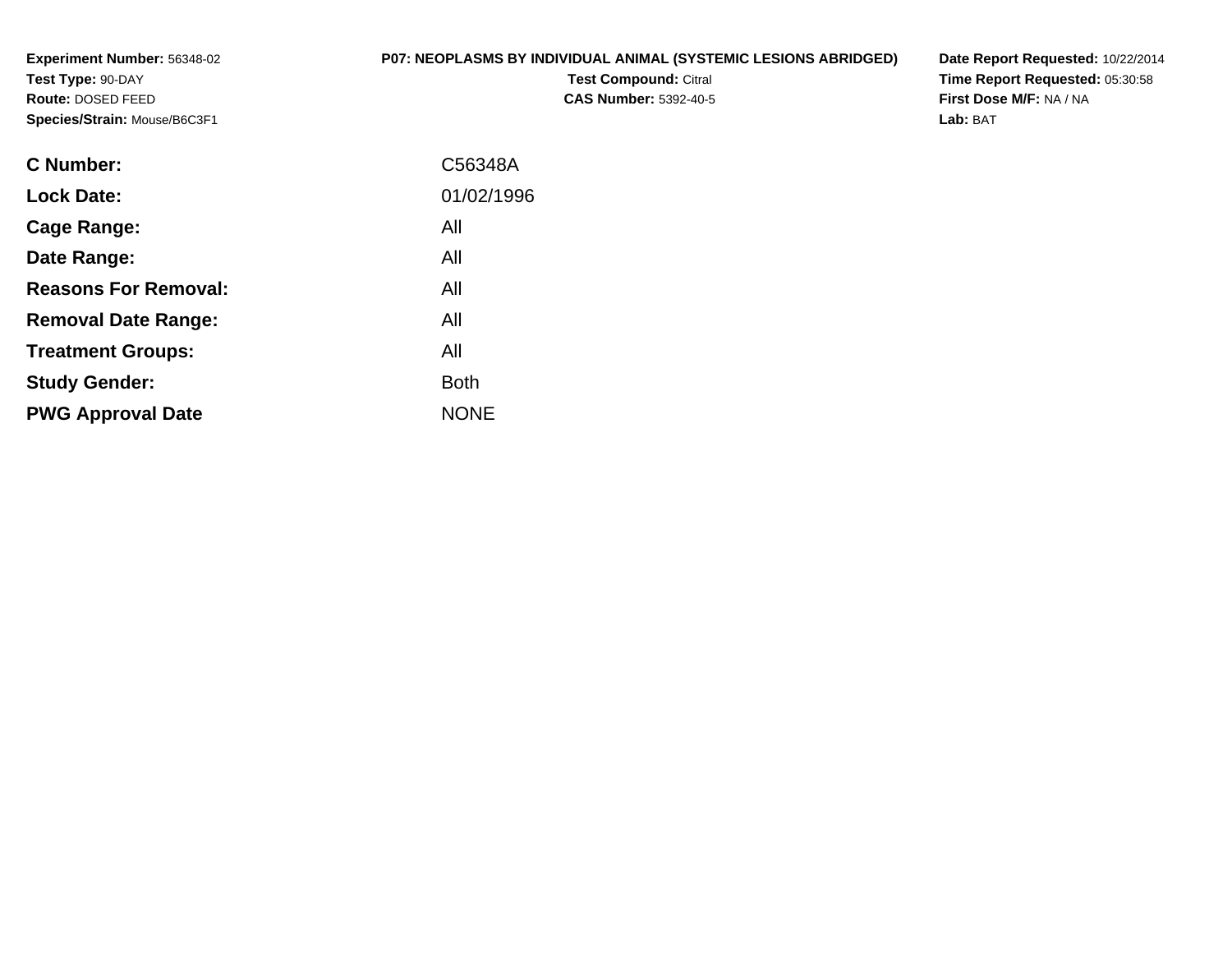**Experiment Number:** 56348-02
**Test Type:** 90-DAY
**Route:** DOSED FEED
**Species/Strain:** Mouse/B6C3F1

**P07: NEOPLASMS BY INDIVIDUAL ANIMAL (SYSTEMIC LESIONS ABRIDGED)**
**Test Compound:** Citral
**CAS Number:** 5392-40-5

**Date Report Requested:** 10/22/2014
**Time Report Requested:** 05:30:58
**First Dose M/F:** NA / NA
**Lab:** BAT

| | |
|---|---|
| **C Number:** | C56348A |
| **Lock Date:** | 01/02/1996 |
| **Cage Range:** | All |
| **Date Range:** | All |
| **Reasons For Removal:** | All |
| **Removal Date Range:** | All |
| **Treatment Groups:** | All |
| **Study Gender:** | Both |
| **PWG Approval Date** | NONE |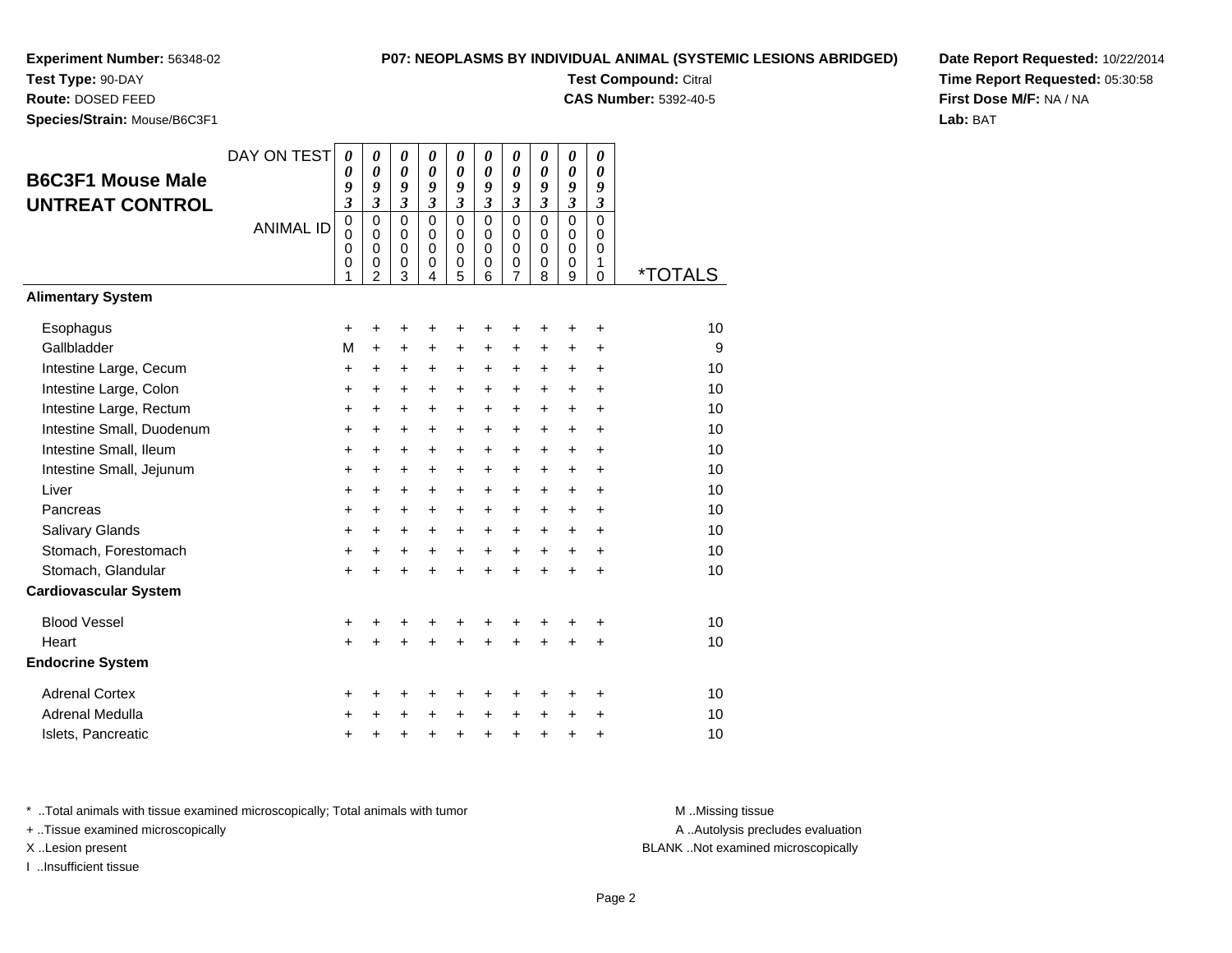**Experiment Number:** 56348-02
**Test Type:** 90-DAY
**Route:** DOSED FEED
**Species/Strain:** Mouse/B6C3F1

**P07: NEOPLASMS BY INDIVIDUAL ANIMAL (SYSTEMIC LESIONS ABRIDGED)**
**Test Compound:** Citral
**CAS Number:** 5392-40-5

**Date Report Requested:** 10/22/2014
**Time Report Requested:** 05:30:58
**First Dose M/F:** NA / NA
**Lab:** BAT

## B6C3F1 Mouse Male UNTREAT CONTROL

| DAY ON TEST | 0093 | 0093 | 0093 | 0093 | 0093 | 0093 | 0093 | 0093 | 0093 | 0093 | |
|---|---|---|---|---|---|---|---|---|---|---|---|
| ANIMAL ID | 00001 | 00002 | 00003 | 00004 | 00005 | 00006 | 00007 | 00008 | 00009 | 00010 | *TOTALS |
| **Alimentary System** | | | | | | | | | | | |
| Esophagus | + | + | + | + | + | + | + | + | + | + | 10 |
| Gallbladder | M | + | + | + | + | + | + | + | + | + | 9 |
| Intestine Large, Cecum | + | + | + | + | + | + | + | + | + | + | 10 |
| Intestine Large, Colon | + | + | + | + | + | + | + | + | + | + | 10 |
| Intestine Large, Rectum | + | + | + | + | + | + | + | + | + | + | 10 |
| Intestine Small, Duodenum | + | + | + | + | + | + | + | + | + | + | 10 |
| Intestine Small, Ileum | + | + | + | + | + | + | + | + | + | + | 10 |
| Intestine Small, Jejunum | + | + | + | + | + | + | + | + | + | + | 10 |
| Liver | + | + | + | + | + | + | + | + | + | + | 10 |
| Pancreas | + | + | + | + | + | + | + | + | + | + | 10 |
| Salivary Glands | + | + | + | + | + | + | + | + | + | + | 10 |
| Stomach, Forestomach | + | + | + | + | + | + | + | + | + | + | 10 |
| Stomach, Glandular | + | + | + | + | + | + | + | + | + | + | 10 |
| **Cardiovascular System** | | | | | | | | | | | |
| Blood Vessel | + | + | + | + | + | + | + | + | + | + | 10 |
| Heart | + | + | + | + | + | + | + | + | + | + | 10 |
| **Endocrine System** | | | | | | | | | | | |
| Adrenal Cortex | + | + | + | + | + | + | + | + | + | + | 10 |
| Adrenal Medulla | + | + | + | + | + | + | + | + | + | + | 10 |
| Islets, Pancreatic | + | + | + | + | + | + | + | + | + | + | 10 |

* ..Total animals with tissue examined microscopically; Total animals with tumor
+ ..Tissue examined microscopically
X ..Lesion present
I ..Insufficient tissue

M ..Missing tissue
A ..Autolysis precludes evaluation
BLANK ..Not examined microscopically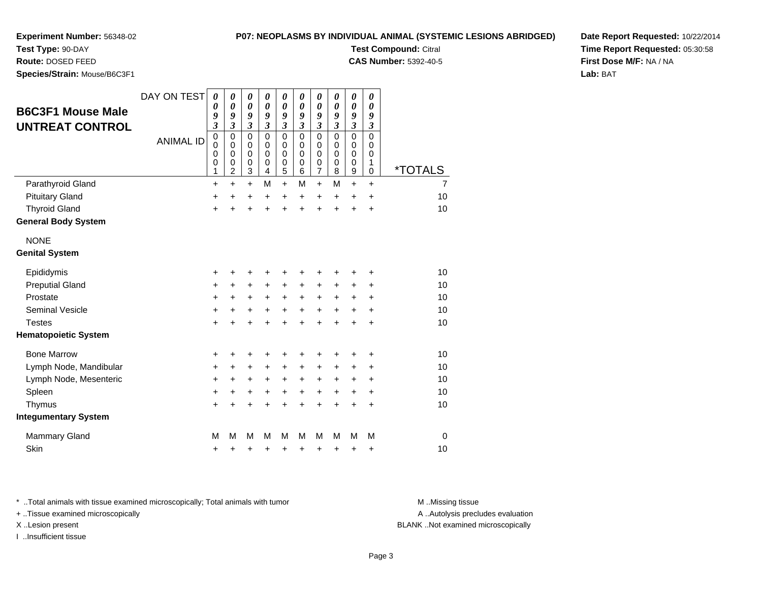**Experiment Number:** 56348-02
**Test Type:** 90-DAY
**Route:** DOSED FEED
**Species/Strain:** Mouse/B6C3F1

**P07: NEOPLASMS BY INDIVIDUAL ANIMAL (SYSTEMIC LESIONS ABRIDGED)**
**Test Compound:** Citral
**CAS Number:** 5392-40-5

**Date Report Requested:** 10/22/2014
**Time Report Requested:** 05:30:58
**First Dose M/F:** NA / NA
**Lab:** BAT

## B6C3F1 Mouse Male UNTREAT CONTROL

| DAY ON TEST | 0093 | 0093 | 0093 | 0093 | 0093 | 0093 | 0093 | 0093 | 0093 | 0093 | |
|---|---|---|---|---|---|---|---|---|---|---|---|
| ANIMAL ID | 00001 | 00002 | 00003 | 00004 | 00005 | 00006 | 00007 | 00008 | 00009 | 00010 | *TOTALS |
| Parathyroid Gland | + | + | + | M | + | M | + | M | + | + | 7 |
| Pituitary Gland | + | + | + | + | + | + | + | + | + | + | 10 |
| Thyroid Gland | + | + | + | + | + | + | + | + | + | + | 10 |
| **General Body System** | | | | | | | | | | | |
| NONE | | | | | | | | | | | |
| **Genital System** | | | | | | | | | | | |
| Epididymis | + | + | + | + | + | + | + | + | + | + | 10 |
| Preputial Gland | + | + | + | + | + | + | + | + | + | + | 10 |
| Prostate | + | + | + | + | + | + | + | + | + | + | 10 |
| Seminal Vesicle | + | + | + | + | + | + | + | + | + | + | 10 |
| Testes | + | + | + | + | + | + | + | + | + | + | 10 |
| **Hematopoietic System** | | | | | | | | | | | |
| Bone Marrow | + | + | + | + | + | + | + | + | + | + | 10 |
| Lymph Node, Mandibular | + | + | + | + | + | + | + | + | + | + | 10 |
| Lymph Node, Mesenteric | + | + | + | + | + | + | + | + | + | + | 10 |
| Spleen | + | + | + | + | + | + | + | + | + | + | 10 |
| Thymus | + | + | + | + | + | + | + | + | + | + | 10 |
| **Integumentary System** | | | | | | | | | | | |
| Mammary Gland | M | M | M | M | M | M | M | M | M | M | 0 |
| Skin | + | + | + | + | + | + | + | + | + | + | 10 |

\* ..Total animals with tissue examined microscopically; Total animals with tumor
\+ ..Tissue examined microscopically
X ..Lesion present
I ..Insufficient tissue

M ..Missing tissue
A ..Autolysis precludes evaluation
BLANK ..Not examined microscopically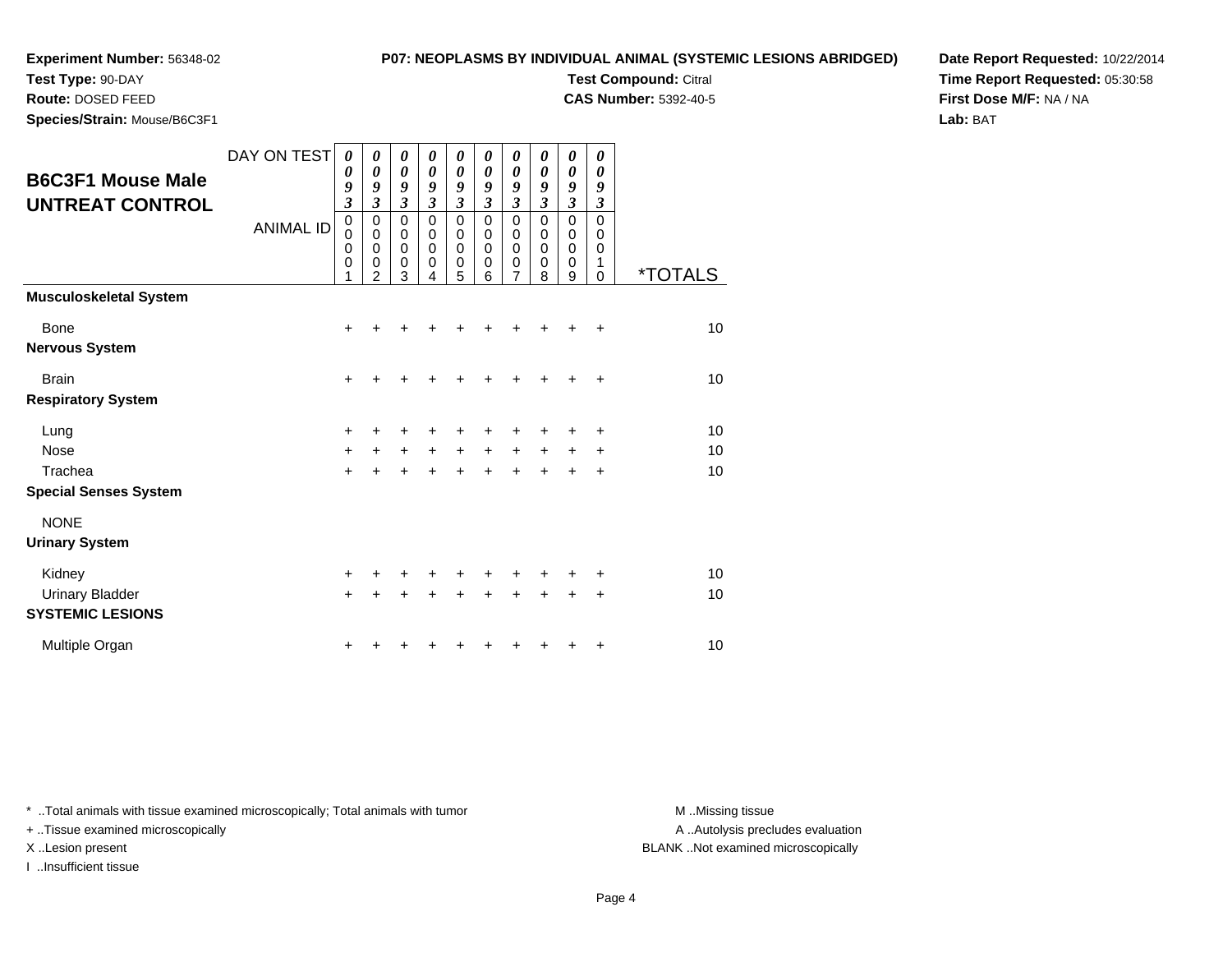**Experiment Number:** 56348-02
**Test Type:** 90-DAY
**Route:** DOSED FEED
**Species/Strain:** Mouse/B6C3F1

**P07: NEOPLASMS BY INDIVIDUAL ANIMAL (SYSTEMIC LESIONS ABRIDGED)**
**Test Compound:** Citral
**CAS Number:** 5392-40-5

**Date Report Requested:** 10/22/2014
**Time Report Requested:** 05:30:58
**First Dose M/F:** NA / NA
**Lab:** BAT

## B6C3F1 Mouse Male UNTREAT CONTROL

| DAY ON TEST | 0093 | 0093 | 0093 | 0093 | 0093 | 0093 | 0093 | 0093 | 0093 | 0093 | |
|---|---|---|---|---|---|---|---|---|---|---|---|
| ANIMAL ID | 00001 | 00002 | 00003 | 00004 | 00005 | 00006 | 00007 | 00008 | 00009 | 00010 | *TOTALS |
| **Musculoskeletal System** | | | | | | | | | | | |
| Bone | + | + | + | + | + | + | + | + | + | + | 10 |
| **Nervous System** | | | | | | | | | | | |
| Brain | + | + | + | + | + | + | + | + | + | + | 10 |
| **Respiratory System** | | | | | | | | | | | |
| Lung | + | + | + | + | + | + | + | + | + | + | 10 |
| Nose | + | + | + | + | + | + | + | + | + | + | 10 |
| Trachea | + | + | + | + | + | + | + | + | + | + | 10 |
| **Special Senses System** | | | | | | | | | | | |
| NONE | | | | | | | | | | | |
| **Urinary System** | | | | | | | | | | | |
| Kidney | + | + | + | + | + | + | + | + | + | + | 10 |
| Urinary Bladder | + | + | + | + | + | + | + | + | + | + | 10 |
| **SYSTEMIC LESIONS** | | | | | | | | | | | |
| Multiple Organ | + | + | + | + | + | + | + | + | + | + | 10 |

* ..Total animals with tissue examined microscopically; Total animals with tumor
+ ..Tissue examined microscopically
X ..Lesion present
I ..Insufficient tissue

M ..Missing tissue
A ..Autolysis precludes evaluation
BLANK ..Not examined microscopically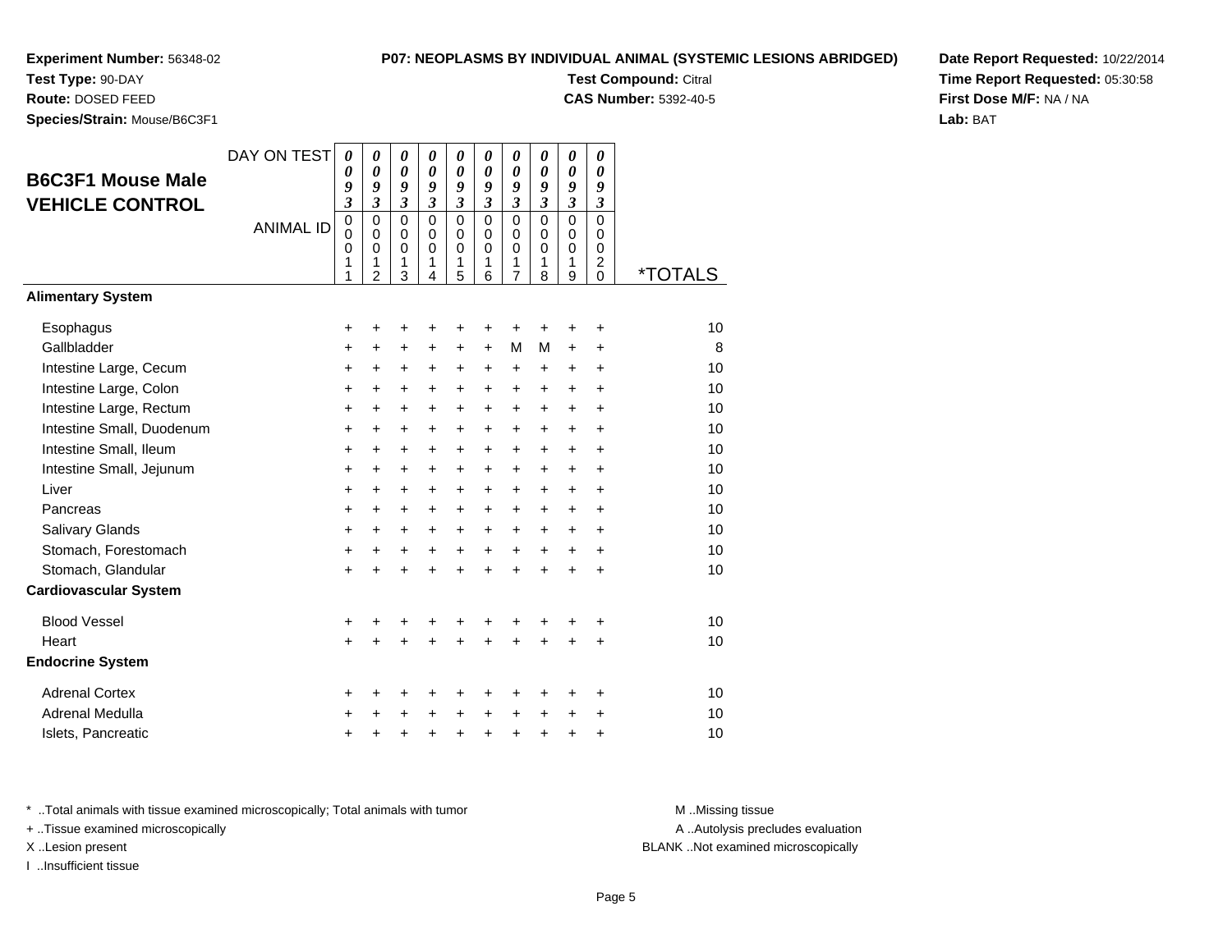**Experiment Number:** 56348-02
**Test Type:** 90-DAY
**Route:** DOSED FEED
**Species/Strain:** Mouse/B6C3F1

**P07: NEOPLASMS BY INDIVIDUAL ANIMAL (SYSTEMIC LESIONS ABRIDGED)**
**Test Compound:** Citral
**CAS Number:** 5392-40-5

**Date Report Requested:** 10/22/2014
**Time Report Requested:** 05:30:58
**First Dose M/F:** NA / NA
**Lab:** BAT

## B6C3F1 Mouse Male VEHICLE CONTROL

| DAY ON TEST | 0093 | 0093 | 0093 | 0093 | 0093 | 0093 | 0093 | 0093 | 0093 | 0093 | |
|---|---|---|---|---|---|---|---|---|---|---|---|
| ANIMAL ID | 00011 | 00012 | 00013 | 00014 | 00015 | 00016 | 00017 | 00018 | 00019 | 00020 | *TOTALS |
| **Alimentary System** | | | | | | | | | | | |
| Esophagus | + | + | + | + | + | + | + | + | + | + | 10 |
| Gallbladder | + | + | + | + | + | + | M | M | + | + | 8 |
| Intestine Large, Cecum | + | + | + | + | + | + | + | + | + | + | 10 |
| Intestine Large, Colon | + | + | + | + | + | + | + | + | + | + | 10 |
| Intestine Large, Rectum | + | + | + | + | + | + | + | + | + | + | 10 |
| Intestine Small, Duodenum | + | + | + | + | + | + | + | + | + | + | 10 |
| Intestine Small, Ileum | + | + | + | + | + | + | + | + | + | + | 10 |
| Intestine Small, Jejunum | + | + | + | + | + | + | + | + | + | + | 10 |
| Liver | + | + | + | + | + | + | + | + | + | + | 10 |
| Pancreas | + | + | + | + | + | + | + | + | + | + | 10 |
| Salivary Glands | + | + | + | + | + | + | + | + | + | + | 10 |
| Stomach, Forestomach | + | + | + | + | + | + | + | + | + | + | 10 |
| Stomach, Glandular | + | + | + | + | + | + | + | + | + | + | 10 |
| **Cardiovascular System** | | | | | | | | | | | |
| Blood Vessel | + | + | + | + | + | + | + | + | + | + | 10 |
| Heart | + | + | + | + | + | + | + | + | + | + | 10 |
| **Endocrine System** | | | | | | | | | | | |
| Adrenal Cortex | + | + | + | + | + | + | + | + | + | + | 10 |
| Adrenal Medulla | + | + | + | + | + | + | + | + | + | + | 10 |
| Islets, Pancreatic | + | + | + | + | + | + | + | + | + | + | 10 |

* ..Total animals with tissue examined microscopically; Total animals with tumor
+ ..Tissue examined microscopically
X ..Lesion present
I ..Insufficient tissue

M ..Missing tissue
A ..Autolysis precludes evaluation
BLANK ..Not examined microscopically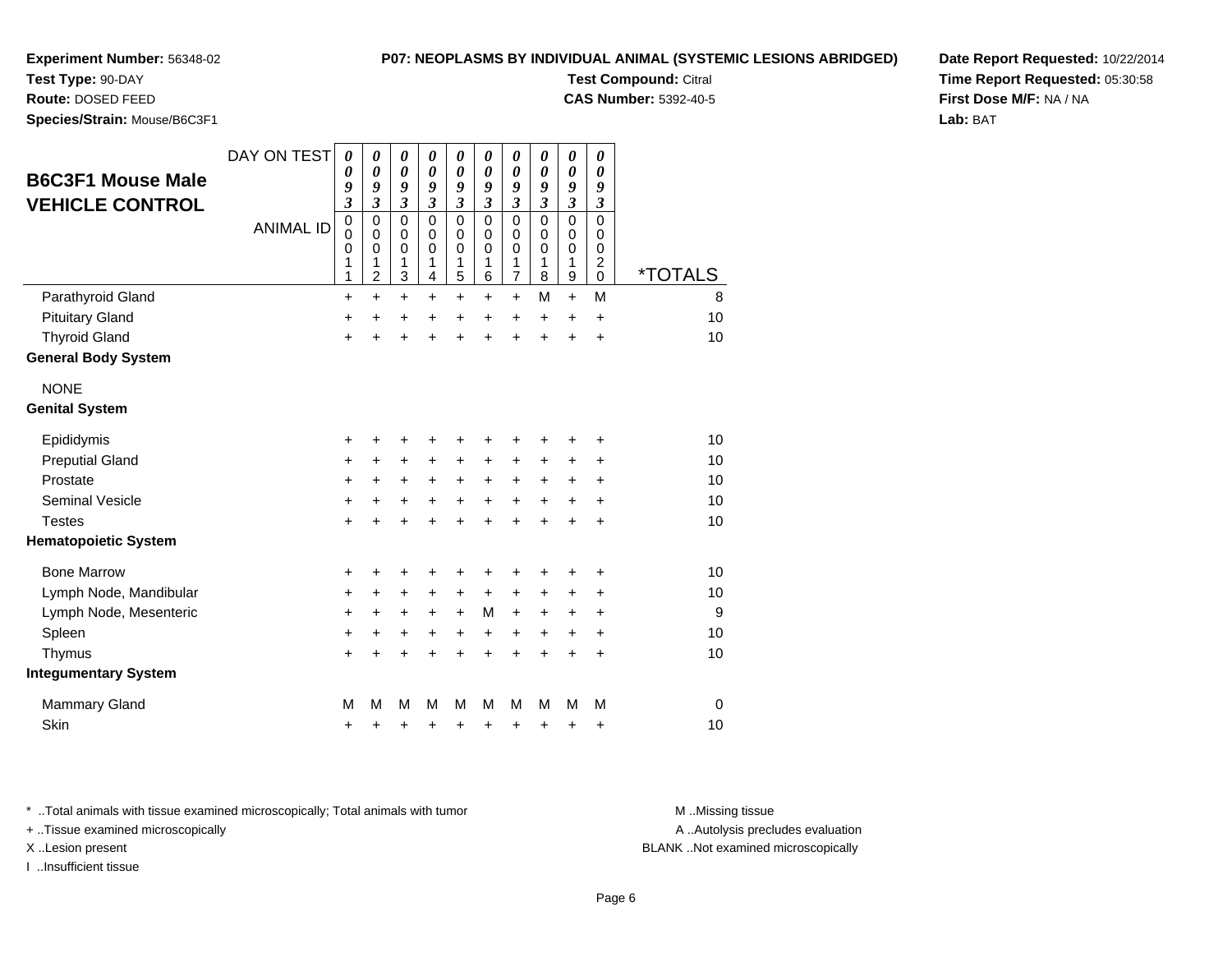**Experiment Number:** 56348-02
**Test Type:** 90-DAY
**Route:** DOSED FEED
**Species/Strain:** Mouse/B6C3F1

**P07: NEOPLASMS BY INDIVIDUAL ANIMAL (SYSTEMIC LESIONS ABRIDGED)**
**Test Compound:** Citral
**CAS Number:** 5392-40-5

**Date Report Requested:** 10/22/2014
**Time Report Requested:** 05:30:58
**First Dose M/F:** NA / NA
**Lab:** BAT

## B6C3F1 Mouse Male VEHICLE CONTROL

| DAY ON TEST | 0093 | 0093 | 0093 | 0093 | 0093 | 0093 | 0093 | 0093 | 0093 | 0093 | |
|---|---|---|---|---|---|---|---|---|---|---|---|
| ANIMAL ID | 00011 | 00012 | 00013 | 00014 | 00015 | 00016 | 00017 | 00018 | 00019 | 00020 | *TOTALS |
| Parathyroid Gland | + | + | + | + | + | + | + | M | + | M | 8 |
| Pituitary Gland | + | + | + | + | + | + | + | + | + | + | 10 |
| Thyroid Gland | + | + | + | + | + | + | + | + | + | + | 10 |
| **General Body System** | | | | | | | | | | | |
| NONE | | | | | | | | | | | |
| **Genital System** | | | | | | | | | | | |
| Epididymis | + | + | + | + | + | + | + | + | + | + | 10 |
| Preputial Gland | + | + | + | + | + | + | + | + | + | + | 10 |
| Prostate | + | + | + | + | + | + | + | + | + | + | 10 |
| Seminal Vesicle | + | + | + | + | + | + | + | + | + | + | 10 |
| Testes | + | + | + | + | + | + | + | + | + | + | 10 |
| **Hematopoietic System** | | | | | | | | | | | |
| Bone Marrow | + | + | + | + | + | + | + | + | + | + | 10 |
| Lymph Node, Mandibular | + | + | + | + | + | + | + | + | + | + | 10 |
| Lymph Node, Mesenteric | + | + | + | + | + | M | + | + | + | + | 9 |
| Spleen | + | + | + | + | + | + | + | + | + | + | 10 |
| Thymus | + | + | + | + | + | + | + | + | + | + | 10 |
| **Integumentary System** | | | | | | | | | | | |
| Mammary Gland | M | M | M | M | M | M | M | M | M | M | 0 |
| Skin | + | + | + | + | + | + | + | + | + | + | 10 |

\* ..Total animals with tissue examined microscopically; Total animals with tumor
+ ..Tissue examined microscopically
X ..Lesion present
I ..Insufficient tissue

M ..Missing tissue
A ..Autolysis precludes evaluation
BLANK ..Not examined microscopically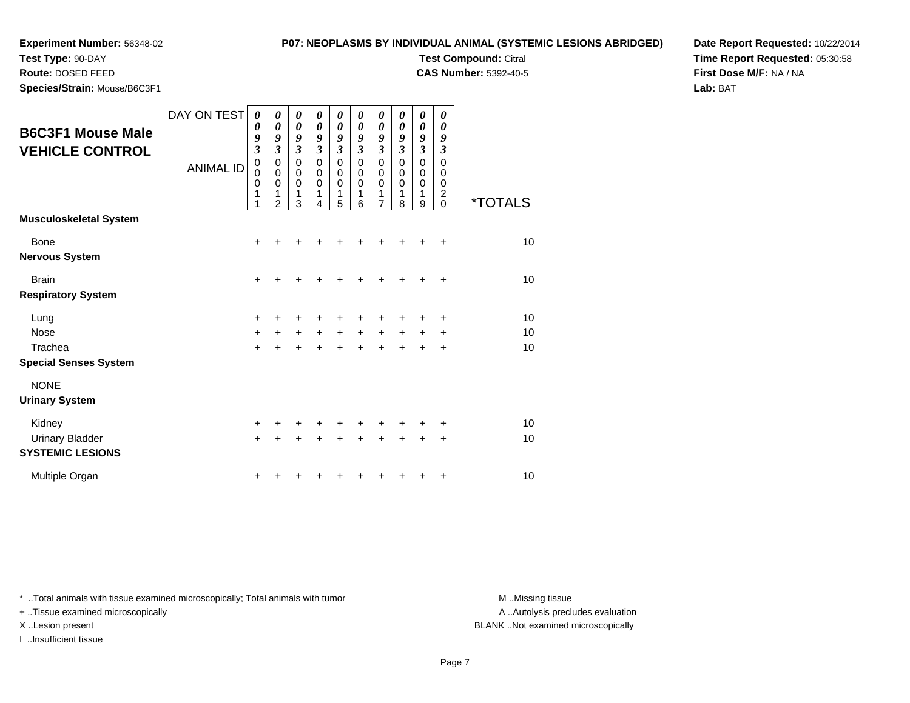**Experiment Number:** 56348-02
**Test Type:** 90-DAY
**Route:** DOSED FEED
**Species/Strain:** Mouse/B6C3F1

**P07: NEOPLASMS BY INDIVIDUAL ANIMAL (SYSTEMIC LESIONS ABRIDGED)**
**Test Compound:** Citral
**CAS Number:** 5392-40-5

**Date Report Requested:** 10/22/2014
**Time Report Requested:** 05:30:58
**First Dose M/F:** NA / NA
**Lab:** BAT

## B6C3F1 Mouse Male VEHICLE CONTROL

| DAY ON TEST | 0093 | 0093 | 0093 | 0093 | 0093 | 0093 | 0093 | 0093 | 0093 | 0093 | |
|---|---|---|---|---|---|---|---|---|---|---|---|
| ANIMAL ID | 00011 | 00012 | 00013 | 00014 | 00015 | 00016 | 00017 | 00018 | 00019 | 00020 | *TOTALS |
| **Musculoskeletal System** | | | | | | | | | | | |
| Bone | + | + | + | + | + | + | + | + | + | + | 10 |
| **Nervous System** | | | | | | | | | | | |
| Brain | + | + | + | + | + | + | + | + | + | + | 10 |
| **Respiratory System** | | | | | | | | | | | |
| Lung | + | + | + | + | + | + | + | + | + | + | 10 |
| Nose | + | + | + | + | + | + | + | + | + | + | 10 |
| Trachea | + | + | + | + | + | + | + | + | + | + | 10 |
| **Special Senses System** | | | | | | | | | | | |
| NONE | | | | | | | | | | | |
| **Urinary System** | | | | | | | | | | | |
| Kidney | + | + | + | + | + | + | + | + | + | + | 10 |
| Urinary Bladder | + | + | + | + | + | + | + | + | + | + | 10 |
| **SYSTEMIC LESIONS** | | | | | | | | | | | |
| Multiple Organ | + | + | + | + | + | + | + | + | + | + | 10 |

* ..Total animals with tissue examined microscopically; Total animals with tumor
+ ..Tissue examined microscopically
X ..Lesion present
I ..Insufficient tissue

M ..Missing tissue
A ..Autolysis precludes evaluation
BLANK ..Not examined microscopically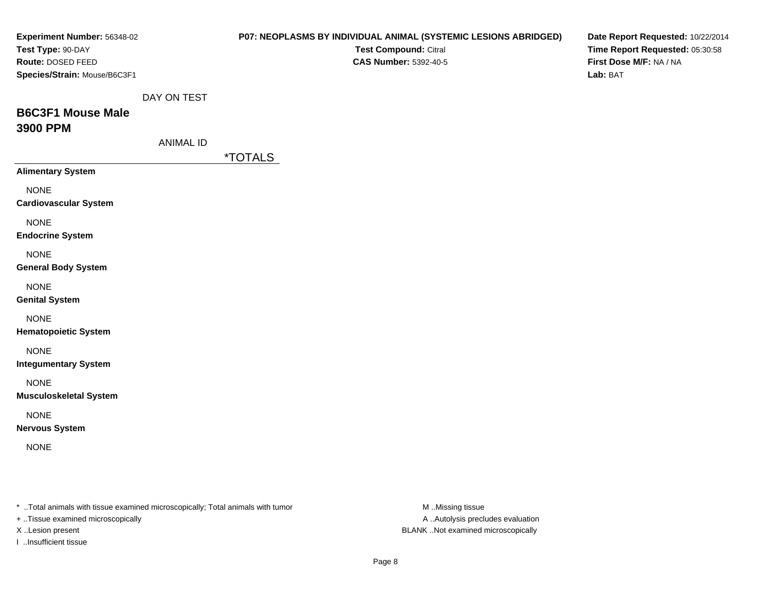**Experiment Number:** 56348-02
**Test Type:** 90-DAY
**Route:** DOSED FEED
**Species/Strain:** Mouse/B6C3F1

**P07: NEOPLASMS BY INDIVIDUAL ANIMAL (SYSTEMIC LESIONS ABRIDGED)**
**Test Compound:** Citral
**CAS Number:** 5392-40-5

**Date Report Requested:** 10/22/2014
**Time Report Requested:** 05:30:58
**First Dose M/F:** NA / NA
**Lab:** BAT

DAY ON TEST

## B6C3F1 Mouse Male
## 3900 PPM

ANIMAL ID

| | *TOTALS |
|---|---|
| **Alimentary System** | |
| NONE | |
| **Cardiovascular System** | |
| NONE | |
| **Endocrine System** | |
| NONE | |
| **General Body System** | |
| NONE | |
| **Genital System** | |
| NONE | |
| **Hematopoietic System** | |
| NONE | |
| **Integumentary System** | |
| NONE | |
| **Musculoskeletal System** | |
| NONE | |
| **Nervous System** | |
| NONE | |

* ..Total animals with tissue examined microscopically; Total animals with tumor
+ ..Tissue examined microscopically
X ..Lesion present
I ..Insufficient tissue

M ..Missing tissue
A ..Autolysis precludes evaluation
BLANK ..Not examined microscopically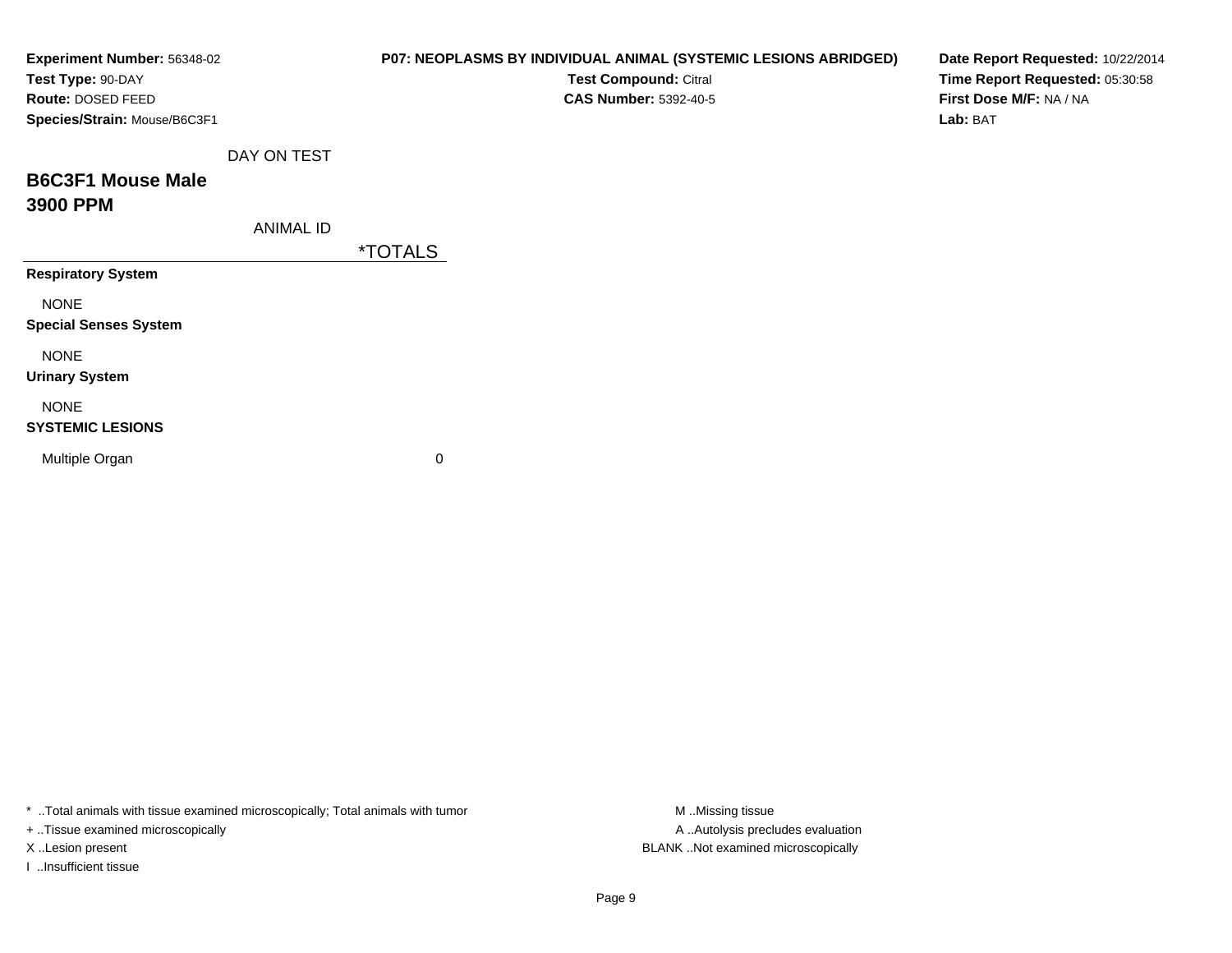**Experiment Number:** 56348-02
**Test Type:** 90-DAY
**Route:** DOSED FEED
**Species/Strain:** Mouse/B6C3F1

**P07: NEOPLASMS BY INDIVIDUAL ANIMAL (SYSTEMIC LESIONS ABRIDGED)**
**Test Compound:** Citral
**CAS Number:** 5392-40-5

**Date Report Requested:** 10/22/2014
**Time Report Requested:** 05:30:58
**First Dose M/F:** NA / NA
**Lab:** BAT

## B6C3F1 Mouse Male
## 3900 PPM

| DAY ON TEST | |
|---|---|
| ANIMAL ID | *TOTALS |
| **Respiratory System** | |
| NONE | |
| **Special Senses System** | |
| NONE | |
| **Urinary System** | |
| NONE | |
| **SYSTEMIC LESIONS** | |
| Multiple Organ | 0 |

* ..Total animals with tissue examined microscopically; Total animals with tumor
+ ..Tissue examined microscopically
X ..Lesion present
I ..Insufficient tissue

M ..Missing tissue
A ..Autolysis precludes evaluation
BLANK ..Not examined microscopically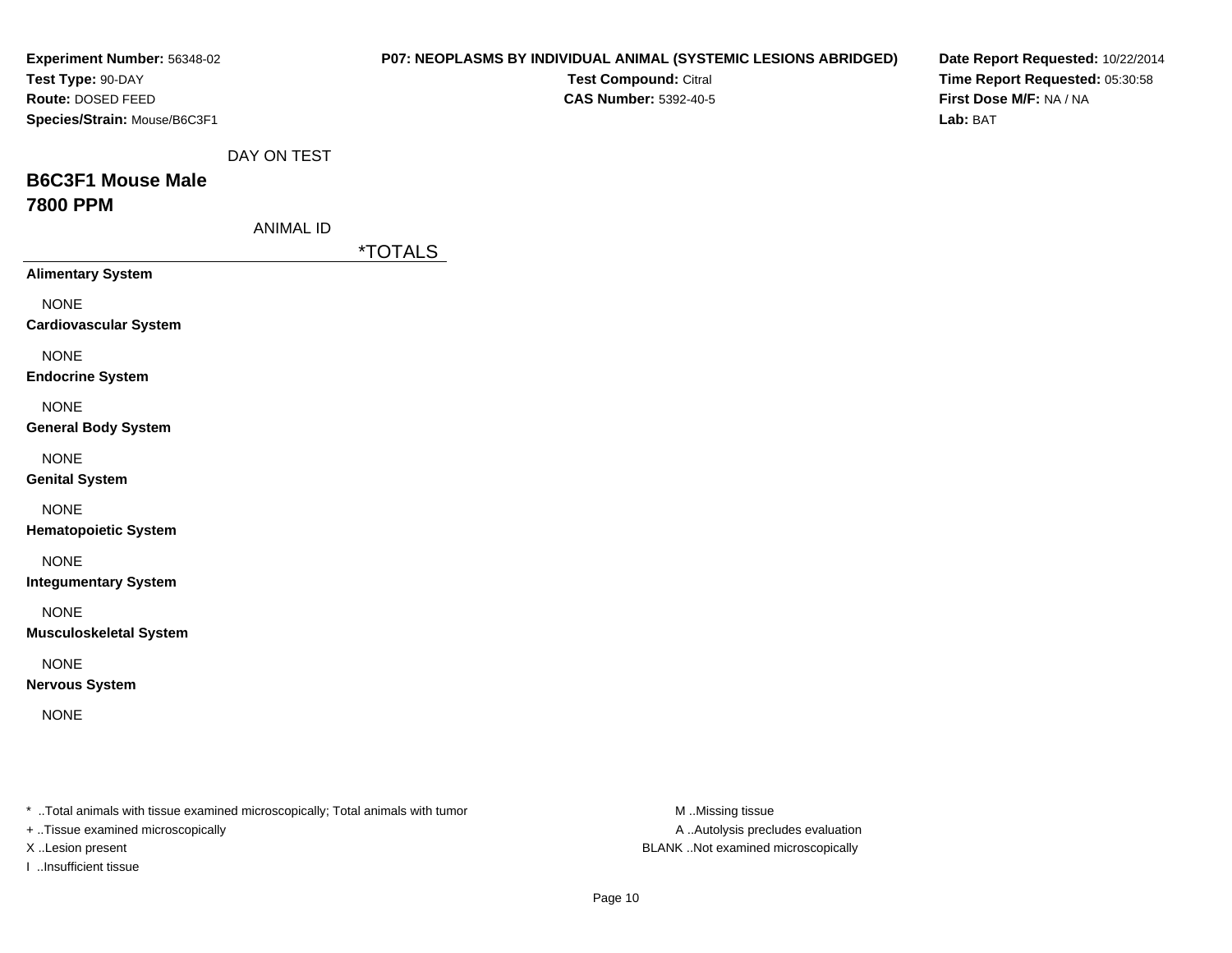**Experiment Number:** 56348-02
**Test Type:** 90-DAY
**Route:** DOSED FEED
**Species/Strain:** Mouse/B6C3F1

**P07: NEOPLASMS BY INDIVIDUAL ANIMAL (SYSTEMIC LESIONS ABRIDGED)**
**Test Compound:** Citral
**CAS Number:** 5392-40-5

**Date Report Requested:** 10/22/2014
**Time Report Requested:** 05:30:58
**First Dose M/F:** NA / NA
**Lab:** BAT

DAY ON TEST

## B6C3F1 Mouse Male
## 7800 PPM

ANIMAL ID

| | *TOTALS |
|---|---|
| **Alimentary System** | |
| NONE | |
| **Cardiovascular System** | |
| NONE | |
| **Endocrine System** | |
| NONE | |
| **General Body System** | |
| NONE | |
| **Genital System** | |
| NONE | |
| **Hematopoietic System** | |
| NONE | |
| **Integumentary System** | |
| NONE | |
| **Musculoskeletal System** | |
| NONE | |
| **Nervous System** | |
| NONE | |

* ..Total animals with tissue examined microscopically; Total animals with tumor
+ ..Tissue examined microscopically
X ..Lesion present
I ..Insufficient tissue

M ..Missing tissue
A ..Autolysis precludes evaluation
BLANK ..Not examined microscopically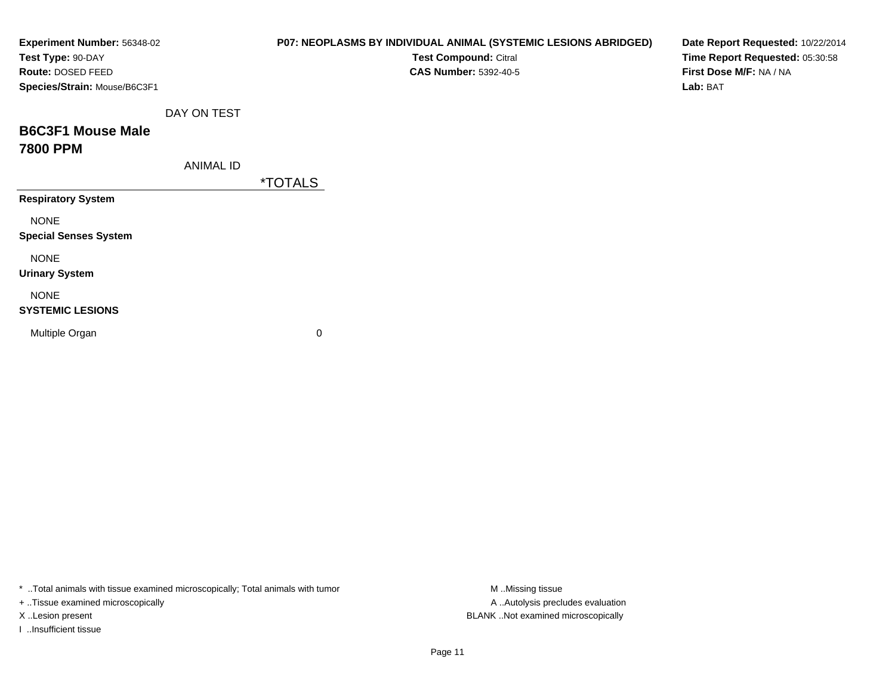**Experiment Number:** 56348-02
**Test Type:** 90-DAY
**Route:** DOSED FEED
**Species/Strain:** Mouse/B6C3F1

**P07: NEOPLASMS BY INDIVIDUAL ANIMAL (SYSTEMIC LESIONS ABRIDGED)**
**Test Compound:** Citral
**CAS Number:** 5392-40-5

**Date Report Requested:** 10/22/2014
**Time Report Requested:** 05:30:58
**First Dose M/F:** NA / NA
**Lab:** BAT

DAY ON TEST

## B6C3F1 Mouse Male
## 7800 PPM

ANIMAL ID

| | *TOTALS |
|---|---|
| **Respiratory System** | |
| NONE | |
| **Special Senses System** | |
| NONE | |
| **Urinary System** | |
| NONE | |
| **SYSTEMIC LESIONS** | |
| Multiple Organ | 0 |

* ..Total animals with tissue examined microscopically; Total animals with tumor
+ ..Tissue examined microscopically
X ..Lesion present
I ..Insufficient tissue

M ..Missing tissue
A ..Autolysis precludes evaluation
BLANK ..Not examined microscopically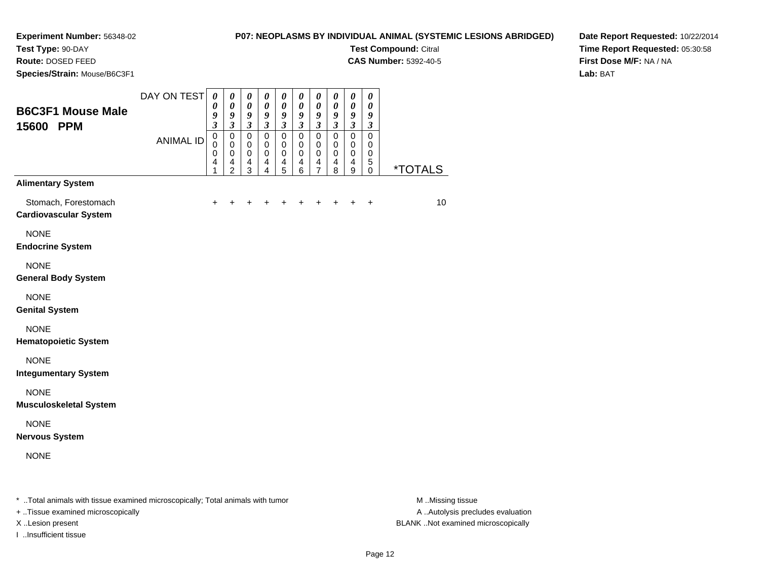**Experiment Number:** 56348-02
**Test Type:** 90-DAY
**Route:** DOSED FEED
**Species/Strain:** Mouse/B6C3F1

**P07: NEOPLASMS BY INDIVIDUAL ANIMAL (SYSTEMIC LESIONS ABRIDGED)**
**Test Compound:** Citral
**CAS Number:** 5392-40-5

**Date Report Requested:** 10/22/2014
**Time Report Requested:** 05:30:58
**First Dose M/F:** NA / NA
**Lab:** BAT

## B6C3F1 Mouse Male 15600 PPM

| DAY ON TEST | 0093 | 0093 | 0093 | 0093 | 0093 | 0093 | 0093 | 0093 | 0093 | 0093 | |
|---|---|---|---|---|---|---|---|---|---|---|---|
| ANIMAL ID | 00041 | 00042 | 00043 | 00044 | 00045 | 00046 | 00047 | 00048 | 00049 | 00050 | *TOTALS |
| **Alimentary System** | | | | | | | | | | | |
| Stomach, Forestomach | + | + | + | + | + | + | + | + | + | + | 10 |
| **Cardiovascular System** | | | | | | | | | | | |
| NONE | | | | | | | | | | | |
| **Endocrine System** | | | | | | | | | | | |
| NONE | | | | | | | | | | | |
| **General Body System** | | | | | | | | | | | |
| NONE | | | | | | | | | | | |
| **Genital System** | | | | | | | | | | | |
| NONE | | | | | | | | | | | |
| **Hematopoietic System** | | | | | | | | | | | |
| NONE | | | | | | | | | | | |
| **Integumentary System** | | | | | | | | | | | |
| NONE | | | | | | | | | | | |
| **Musculoskeletal System** | | | | | | | | | | | |
| NONE | | | | | | | | | | | |
| **Nervous System** | | | | | | | | | | | |
| NONE | | | | | | | | | | | |

* ..Total animals with tissue examined microscopically; Total animals with tumor
+ ..Tissue examined microscopically
X ..Lesion present
I ..Insufficient tissue

M ..Missing tissue
A ..Autolysis precludes evaluation
BLANK ..Not examined microscopically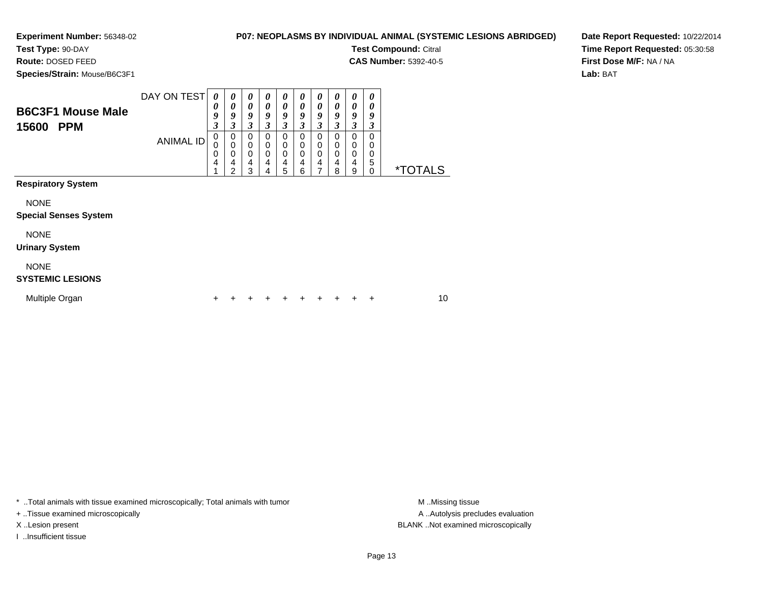**Experiment Number:** 56348-02
**Test Type:** 90-DAY
**Route:** DOSED FEED
**Species/Strain:** Mouse/B6C3F1

**P07: NEOPLASMS BY INDIVIDUAL ANIMAL (SYSTEMIC LESIONS ABRIDGED)**
**Test Compound:** Citral
**CAS Number:** 5392-40-5

**Date Report Requested:** 10/22/2014
**Time Report Requested:** 05:30:58
**First Dose M/F:** NA / NA
**Lab:** BAT

## B6C3F1 Mouse Male 15600 PPM

| DAY ON TEST | 0093 | 0093 | 0093 | 0093 | 0093 | 0093 | 0093 | 0093 | 0093 | 0093 | |
|---|---|---|---|---|---|---|---|---|---|---|---|
| ANIMAL ID | 00041 | 00042 | 00043 | 00044 | 00045 | 00046 | 00047 | 00048 | 00049 | 00050 | *TOTALS |
| **Respiratory System** | | | | | | | | | | | |
| NONE | | | | | | | | | | | |
| **Special Senses System** | | | | | | | | | | | |
| NONE | | | | | | | | | | | |
| **Urinary System** | | | | | | | | | | | |
| NONE | | | | | | | | | | | |
| **SYSTEMIC LESIONS** | | | | | | | | | | | |
| Multiple Organ | + | + | + | + | + | + | + | + | + | + | 10 |

* ..Total animals with tissue examined microscopically; Total animals with tumor
+ ..Tissue examined microscopically
X ..Lesion present
I ..Insufficient tissue

M ..Missing tissue
A ..Autolysis precludes evaluation
BLANK ..Not examined microscopically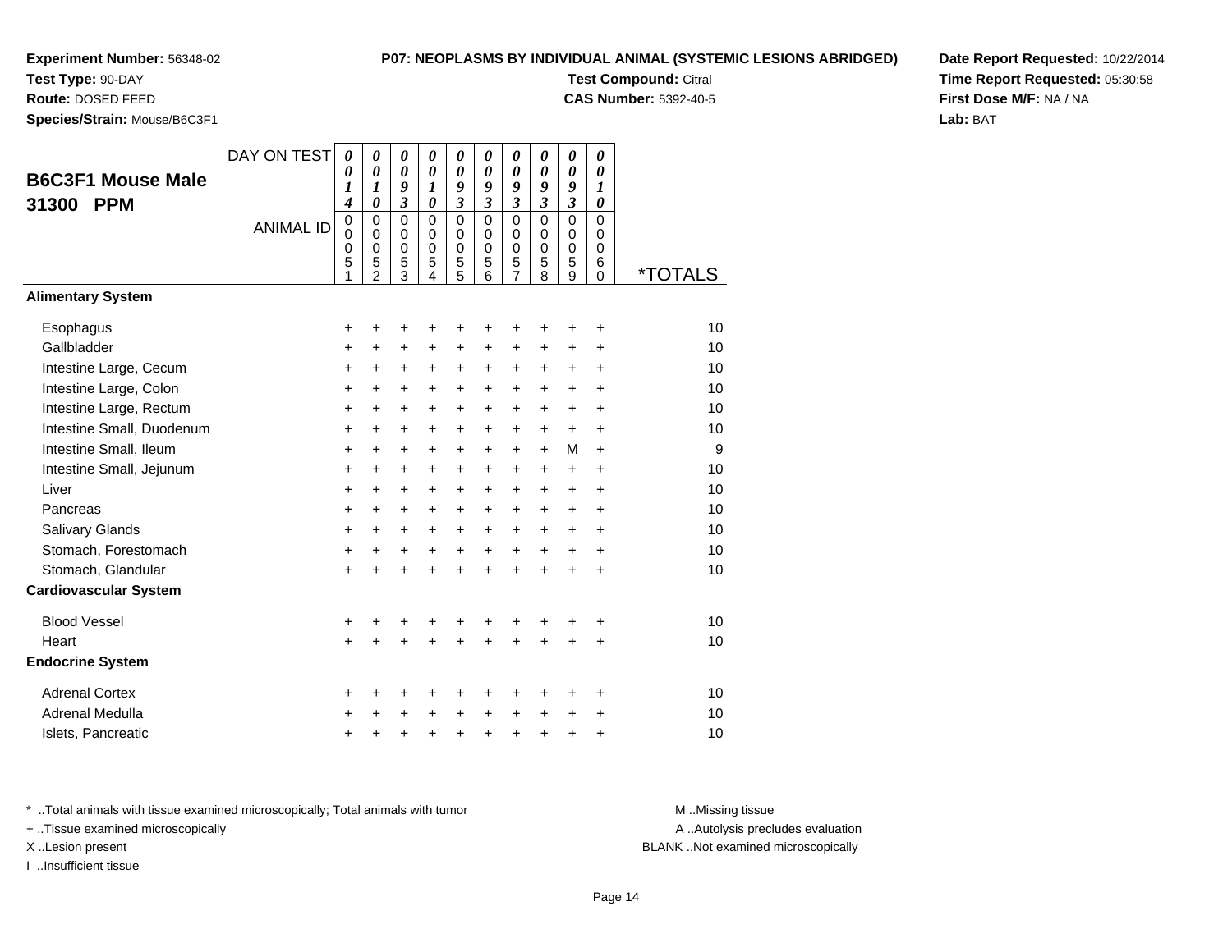**Experiment Number:** 56348-02
**Test Type:** 90-DAY
**Route:** DOSED FEED
**Species/Strain:** Mouse/B6C3F1

**P07: NEOPLASMS BY INDIVIDUAL ANIMAL (SYSTEMIC LESIONS ABRIDGED)**
**Test Compound:** Citral
**CAS Number:** 5392-40-5

**Date Report Requested:** 10/22/2014
**Time Report Requested:** 05:30:58
**First Dose M/F:** NA / NA
**Lab:** BAT

## B6C3F1 Mouse Male 31300 PPM

| DAY ON TEST | 0014 | 0010 | 0093 | 0010 | 0093 | 0093 | 0093 | 0093 | 0093 | 0010 | |
|---|---|---|---|---|---|---|---|---|---|---|---|
| ANIMAL ID | 00051 | 00052 | 00053 | 00054 | 00055 | 00056 | 00057 | 00058 | 00059 | 00060 | *TOTALS |
| **Alimentary System** | | | | | | | | | | | |
| Esophagus | + | + | + | + | + | + | + | + | + | + | 10 |
| Gallbladder | + | + | + | + | + | + | + | + | + | + | 10 |
| Intestine Large, Cecum | + | + | + | + | + | + | + | + | + | + | 10 |
| Intestine Large, Colon | + | + | + | + | + | + | + | + | + | + | 10 |
| Intestine Large, Rectum | + | + | + | + | + | + | + | + | + | + | 10 |
| Intestine Small, Duodenum | + | + | + | + | + | + | + | + | + | + | 10 |
| Intestine Small, Ileum | + | + | + | + | + | + | + | + | M | + | 9 |
| Intestine Small, Jejunum | + | + | + | + | + | + | + | + | + | + | 10 |
| Liver | + | + | + | + | + | + | + | + | + | + | 10 |
| Pancreas | + | + | + | + | + | + | + | + | + | + | 10 |
| Salivary Glands | + | + | + | + | + | + | + | + | + | + | 10 |
| Stomach, Forestomach | + | + | + | + | + | + | + | + | + | + | 10 |
| Stomach, Glandular | + | + | + | + | + | + | + | + | + | + | 10 |
| **Cardiovascular System** | | | | | | | | | | | |
| Blood Vessel | + | + | + | + | + | + | + | + | + | + | 10 |
| Heart | + | + | + | + | + | + | + | + | + | + | 10 |
| **Endocrine System** | | | | | | | | | | | |
| Adrenal Cortex | + | + | + | + | + | + | + | + | + | + | 10 |
| Adrenal Medulla | + | + | + | + | + | + | + | + | + | + | 10 |
| Islets, Pancreatic | + | + | + | + | + | + | + | + | + | + | 10 |

\* ..Total animals with tissue examined microscopically; Total animals with tumor
+ ..Tissue examined microscopically
X ..Lesion present
I ..Insufficient tissue

M ..Missing tissue
A ..Autolysis precludes evaluation
BLANK ..Not examined microscopically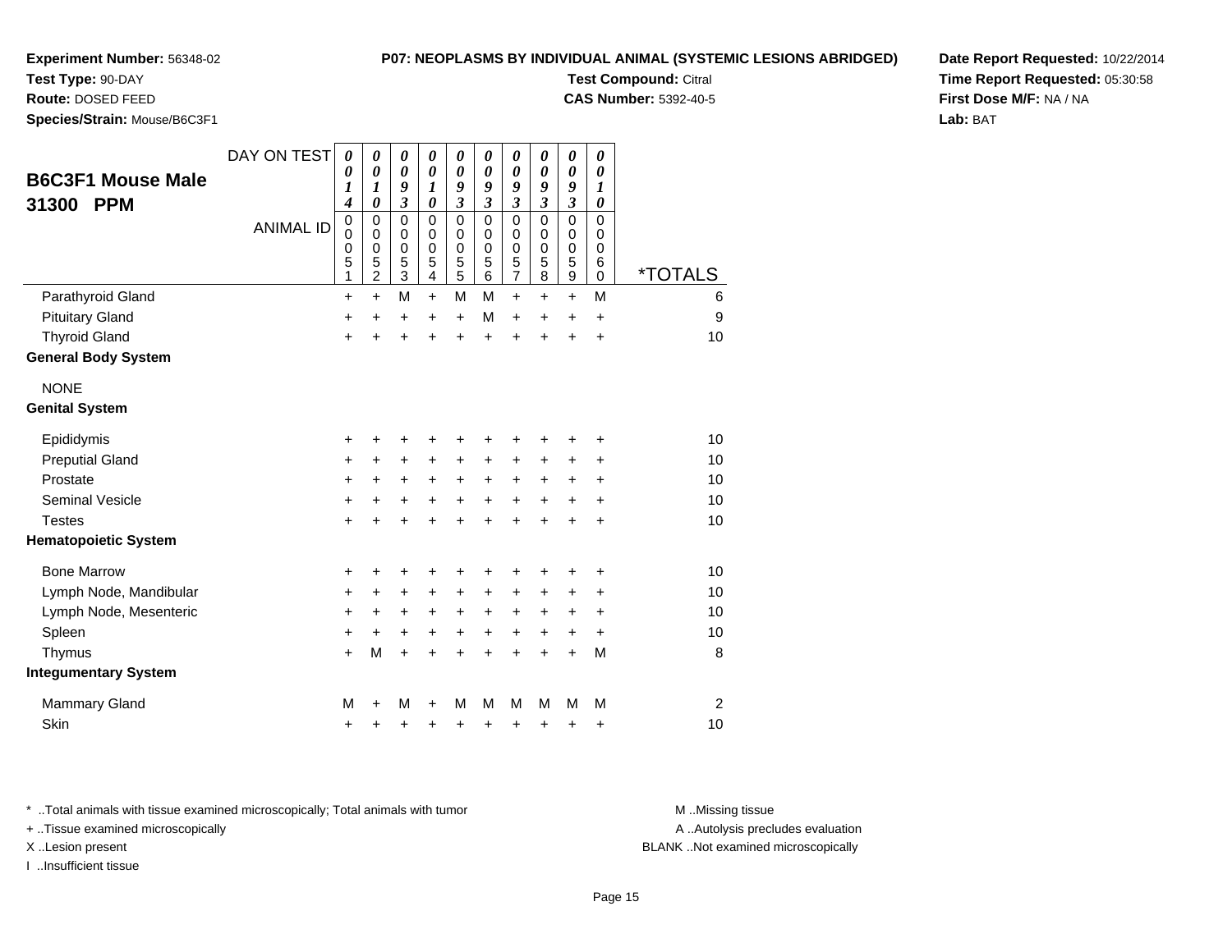**Experiment Number:** 56348-02
**Test Type:** 90-DAY
**Route:** DOSED FEED
**Species/Strain:** Mouse/B6C3F1

**P07: NEOPLASMS BY INDIVIDUAL ANIMAL (SYSTEMIC LESIONS ABRIDGED)**
**Test Compound:** Citral
**CAS Number:** 5392-40-5

**Date Report Requested:** 10/22/2014
**Time Report Requested:** 05:30:58
**First Dose M/F:** NA / NA
**Lab:** BAT

## B6C3F1 Mouse Male 31300 PPM

| DAY ON TEST | 0014 | 0010 | 0093 | 0010 | 0093 | 0093 | 0093 | 0093 | 0093 | 0010 | |
|---|---|---|---|---|---|---|---|---|---|---|---|
| ANIMAL ID | 00051 | 00052 | 00053 | 00054 | 00055 | 00056 | 00057 | 00058 | 00059 | 00060 | *TOTALS |
| Parathyroid Gland | + | + | M | + | M | M | + | + | + | M | 6 |
| Pituitary Gland | + | + | + | + | + | M | + | + | + | + | 9 |
| Thyroid Gland | + | + | + | + | + | + | + | + | + | + | 10 |
| **General Body System** | | | | | | | | | | | |
| NONE | | | | | | | | | | | |
| **Genital System** | | | | | | | | | | | |
| Epididymis | + | + | + | + | + | + | + | + | + | + | 10 |
| Preputial Gland | + | + | + | + | + | + | + | + | + | + | 10 |
| Prostate | + | + | + | + | + | + | + | + | + | + | 10 |
| Seminal Vesicle | + | + | + | + | + | + | + | + | + | + | 10 |
| Testes | + | + | + | + | + | + | + | + | + | + | 10 |
| **Hematopoietic System** | | | | | | | | | | | |
| Bone Marrow | + | + | + | + | + | + | + | + | + | + | 10 |
| Lymph Node, Mandibular | + | + | + | + | + | + | + | + | + | + | 10 |
| Lymph Node, Mesenteric | + | + | + | + | + | + | + | + | + | + | 10 |
| Spleen | + | + | + | + | + | + | + | + | + | + | 10 |
| Thymus | + | M | + | + | + | + | + | + | + | M | 8 |
| **Integumentary System** | | | | | | | | | | | |
| Mammary Gland | M | + | M | + | M | M | M | M | M | M | 2 |
| Skin | + | + | + | + | + | + | + | + | + | + | 10 |

* ..Total animals with tissue examined microscopically; Total animals with tumor
+ ..Tissue examined microscopically
X ..Lesion present
I ..Insufficient tissue

M ..Missing tissue
A ..Autolysis precludes evaluation
BLANK ..Not examined microscopically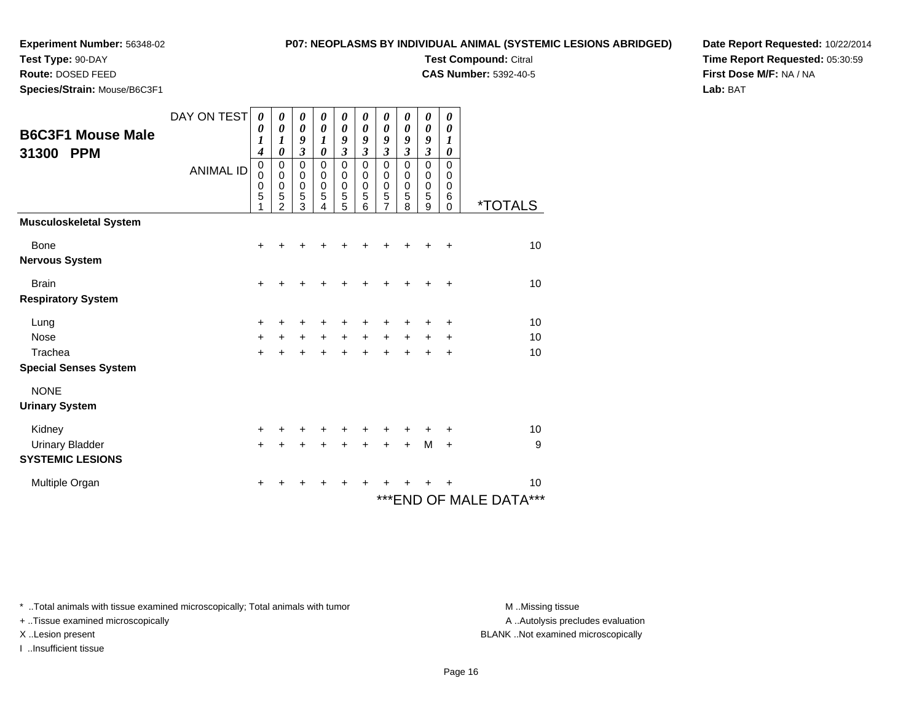**Experiment Number:** 56348-02
**Test Type:** 90-DAY
**Route:** DOSED FEED
**Species/Strain:** Mouse/B6C3F1

**P07: NEOPLASMS BY INDIVIDUAL ANIMAL (SYSTEMIC LESIONS ABRIDGED)**
**Test Compound:** Citral
**CAS Number:** 5392-40-5

**Date Report Requested:** 10/22/2014
**Time Report Requested:** 05:30:59
**First Dose M/F:** NA / NA
**Lab:** BAT

## B6C3F1 Mouse Male 31300 PPM

| DAY ON TEST | 0014 | 0010 | 0093 | 0010 | 0093 | 0093 | 0093 | 0093 | 0093 | 0010 | |
|---|---|---|---|---|---|---|---|---|---|---|---|
| ANIMAL ID | 00051 | 00052 | 00053 | 00054 | 00055 | 00056 | 00057 | 00058 | 00059 | 00060 | *TOTALS |
| **Musculoskeletal System** | | | | | | | | | | | |
| Bone | + | + | + | + | + | + | + | + | + | + | 10 |
| **Nervous System** | | | | | | | | | | | |
| Brain | + | + | + | + | + | + | + | + | + | + | 10 |
| **Respiratory System** | | | | | | | | | | | |
| Lung | + | + | + | + | + | + | + | + | + | + | 10 |
| Nose | + | + | + | + | + | + | + | + | + | + | 10 |
| Trachea | + | + | + | + | + | + | + | + | + | + | 10 |
| **Special Senses System** | | | | | | | | | | | |
| NONE | | | | | | | | | | | |
| **Urinary System** | | | | | | | | | | | |
| Kidney | + | + | + | + | + | + | + | + | + | + | 10 |
| Urinary Bladder | + | + | + | + | + | + | + | + | M | + | 9 |
| **SYSTEMIC LESIONS** | | | | | | | | | | | |
| Multiple Organ | + | + | + | + | + | + | + | + | + | + | 10 |

***END OF MALE DATA***

* ..Total animals with tissue examined microscopically; Total animals with tumor
+ ..Tissue examined microscopically
X ..Lesion present
I ..Insufficient tissue

M ..Missing tissue
A ..Autolysis precludes evaluation
BLANK ..Not examined microscopically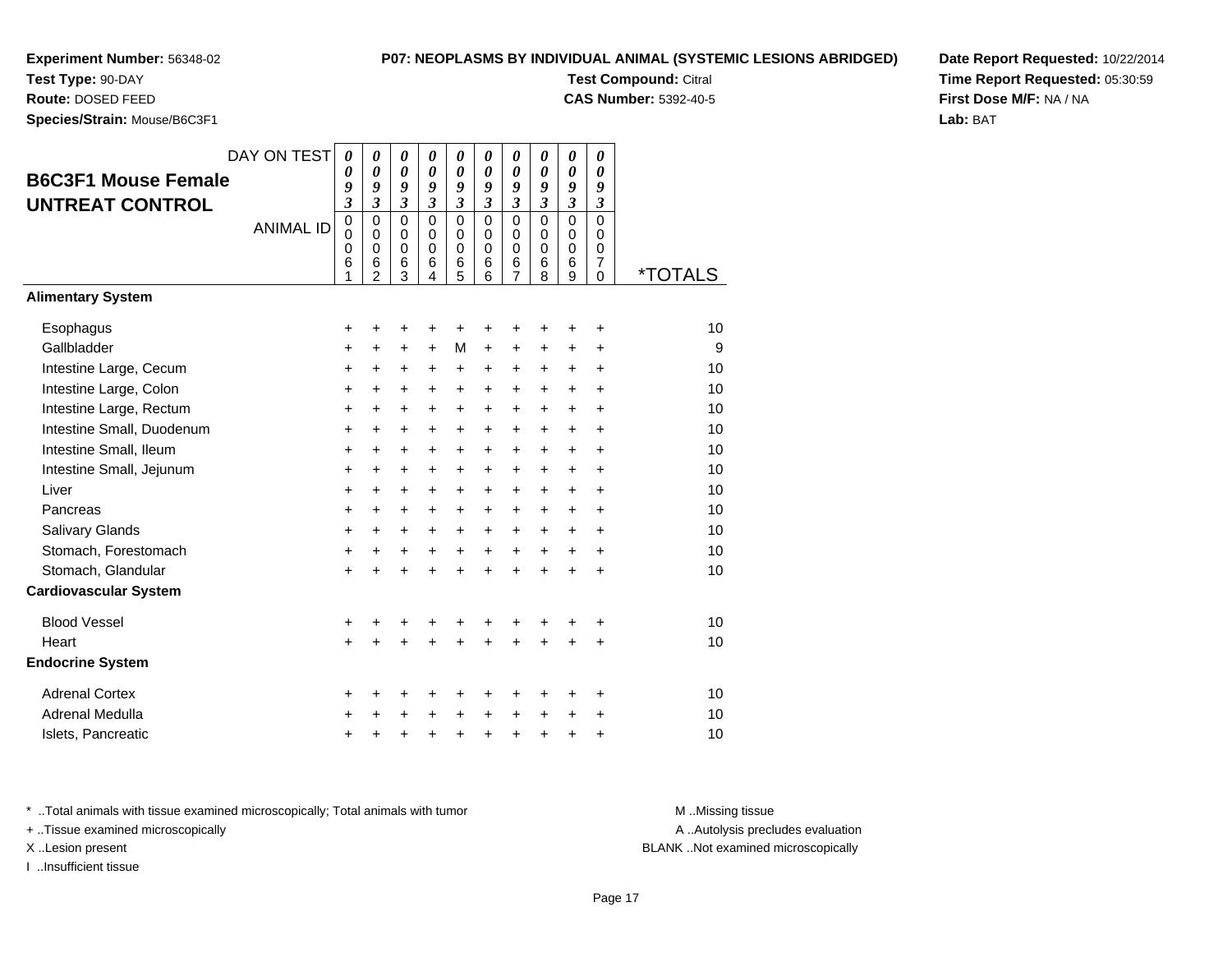**Experiment Number:** 56348-02
**Test Type:** 90-DAY
**Route:** DOSED FEED
**Species/Strain:** Mouse/B6C3F1

**P07: NEOPLASMS BY INDIVIDUAL ANIMAL (SYSTEMIC LESIONS ABRIDGED)**
**Test Compound:** Citral
**CAS Number:** 5392-40-5

**Date Report Requested:** 10/22/2014
**Time Report Requested:** 05:30:59
**First Dose M/F:** NA / NA
**Lab:** BAT

## B6C3F1 Mouse Female UNTREAT CONTROL

| DAY ON TEST | 0093 | 0093 | 0093 | 0093 | 0093 | 0093 | 0093 | 0093 | 0093 | 0093 | |
|---|---|---|---|---|---|---|---|---|---|---|---|
| ANIMAL ID | 00061 | 00062 | 00063 | 00064 | 00065 | 00066 | 00067 | 00068 | 00069 | 00070 | *TOTALS |
| **Alimentary System** | | | | | | | | | | | |
| Esophagus | + | + | + | + | + | + | + | + | + | + | 10 |
| Gallbladder | + | + | + | + | M | + | + | + | + | + | 9 |
| Intestine Large, Cecum | + | + | + | + | + | + | + | + | + | + | 10 |
| Intestine Large, Colon | + | + | + | + | + | + | + | + | + | + | 10 |
| Intestine Large, Rectum | + | + | + | + | + | + | + | + | + | + | 10 |
| Intestine Small, Duodenum | + | + | + | + | + | + | + | + | + | + | 10 |
| Intestine Small, Ileum | + | + | + | + | + | + | + | + | + | + | 10 |
| Intestine Small, Jejunum | + | + | + | + | + | + | + | + | + | + | 10 |
| Liver | + | + | + | + | + | + | + | + | + | + | 10 |
| Pancreas | + | + | + | + | + | + | + | + | + | + | 10 |
| Salivary Glands | + | + | + | + | + | + | + | + | + | + | 10 |
| Stomach, Forestomach | + | + | + | + | + | + | + | + | + | + | 10 |
| Stomach, Glandular | + | + | + | + | + | + | + | + | + | + | 10 |
| **Cardiovascular System** | | | | | | | | | | | |
| Blood Vessel | + | + | + | + | + | + | + | + | + | + | 10 |
| Heart | + | + | + | + | + | + | + | + | + | + | 10 |
| **Endocrine System** | | | | | | | | | | | |
| Adrenal Cortex | + | + | + | + | + | + | + | + | + | + | 10 |
| Adrenal Medulla | + | + | + | + | + | + | + | + | + | + | 10 |
| Islets, Pancreatic | + | + | + | + | + | + | + | + | + | + | 10 |

* ..Total animals with tissue examined microscopically; Total animals with tumor
+ ..Tissue examined microscopically
X ..Lesion present
I ..Insufficient tissue

M ..Missing tissue
A ..Autolysis precludes evaluation
BLANK ..Not examined microscopically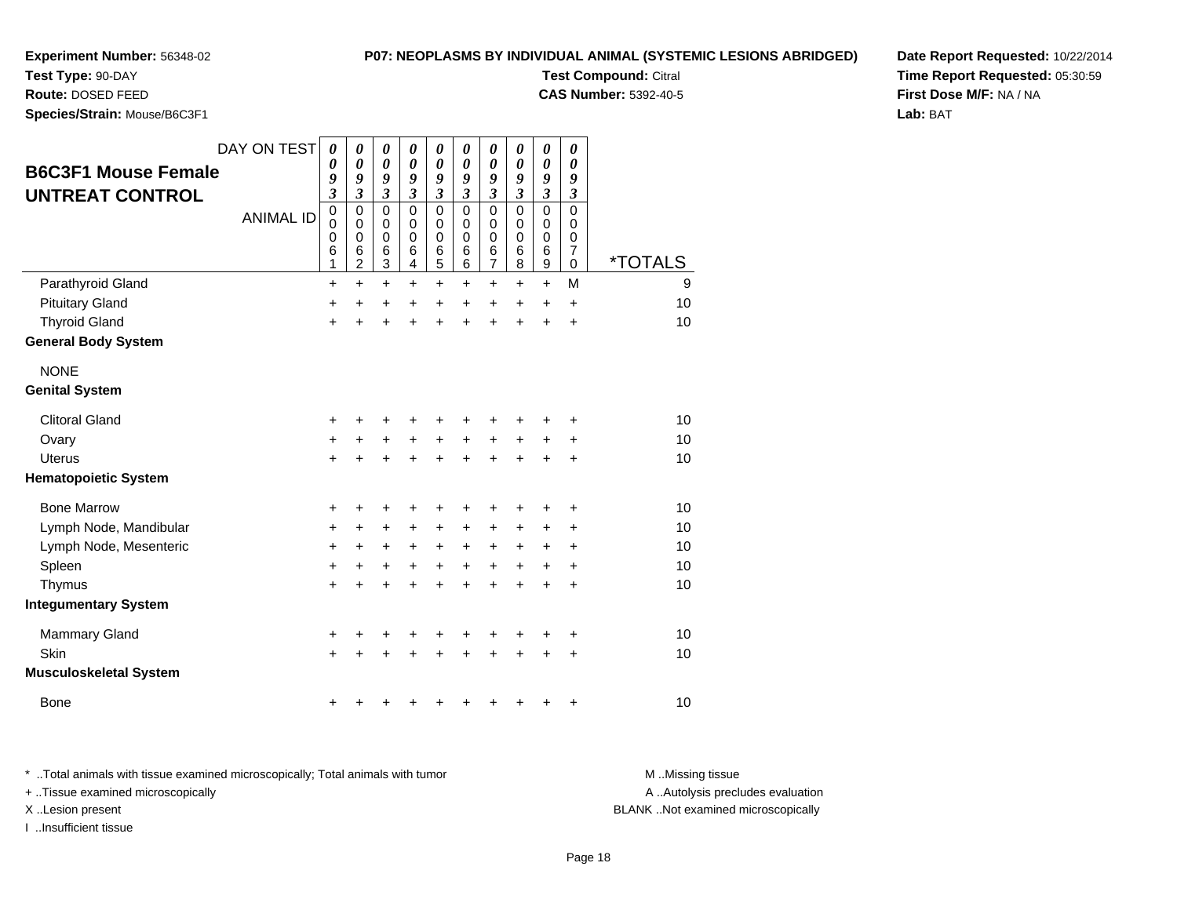**Experiment Number:** 56348-02
**Test Type:** 90-DAY
**Route:** DOSED FEED
**Species/Strain:** Mouse/B6C3F1

**P07: NEOPLASMS BY INDIVIDUAL ANIMAL (SYSTEMIC LESIONS ABRIDGED)**
**Test Compound:** Citral
**CAS Number:** 5392-40-5

**Date Report Requested:** 10/22/2014
**Time Report Requested:** 05:30:59
**First Dose M/F:** NA / NA
**Lab:** BAT

## B6C3F1 Mouse Female UNTREAT CONTROL

| DAY ON TEST | 0093 | 0093 | 0093 | 0093 | 0093 | 0093 | 0093 | 0093 | 0093 | 0093 | |
|---|---|---|---|---|---|---|---|---|---|---|---|
| ANIMAL ID | 00061 | 00062 | 00063 | 00064 | 00065 | 00066 | 00067 | 00068 | 00069 | 00070 | *TOTALS |
| Parathyroid Gland | + | + | + | + | + | + | + | + | + | M | 9 |
| Pituitary Gland | + | + | + | + | + | + | + | + | + | + | 10 |
| Thyroid Gland | + | + | + | + | + | + | + | + | + | + | 10 |
| **General Body System** | | | | | | | | | | | |
| NONE | | | | | | | | | | | |
| **Genital System** | | | | | | | | | | | |
| Clitoral Gland | + | + | + | + | + | + | + | + | + | + | 10 |
| Ovary | + | + | + | + | + | + | + | + | + | + | 10 |
| Uterus | + | + | + | + | + | + | + | + | + | + | 10 |
| **Hematopoietic System** | | | | | | | | | | | |
| Bone Marrow | + | + | + | + | + | + | + | + | + | + | 10 |
| Lymph Node, Mandibular | + | + | + | + | + | + | + | + | + | + | 10 |
| Lymph Node, Mesenteric | + | + | + | + | + | + | + | + | + | + | 10 |
| Spleen | + | + | + | + | + | + | + | + | + | + | 10 |
| Thymus | + | + | + | + | + | + | + | + | + | + | 10 |
| **Integumentary System** | | | | | | | | | | | |
| Mammary Gland | + | + | + | + | + | + | + | + | + | + | 10 |
| Skin | + | + | + | + | + | + | + | + | + | + | 10 |
| **Musculoskeletal System** | | | | | | | | | | | |
| Bone | + | + | + | + | + | + | + | + | + | + | 10 |

* ..Total animals with tissue examined microscopically; Total animals with tumor
+ ..Tissue examined microscopically
X ..Lesion present
I ..Insufficient tissue

M ..Missing tissue
A ..Autolysis precludes evaluation
BLANK ..Not examined microscopically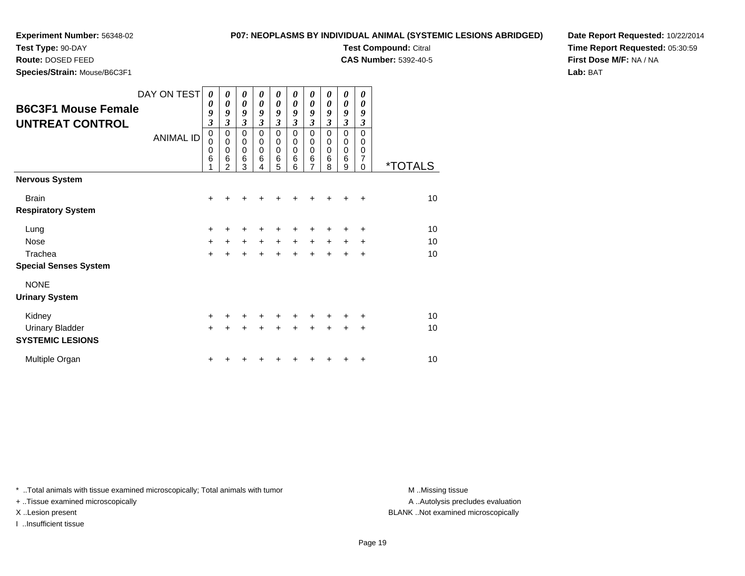**Experiment Number:** 56348-02
**Test Type:** 90-DAY
**Route:** DOSED FEED
**Species/Strain:** Mouse/B6C3F1

**P07: NEOPLASMS BY INDIVIDUAL ANIMAL (SYSTEMIC LESIONS ABRIDGED)**
**Test Compound:** Citral
**CAS Number:** 5392-40-5

**Date Report Requested:** 10/22/2014
**Time Report Requested:** 05:30:59
**First Dose M/F:** NA / NA
**Lab:** BAT

## B6C3F1 Mouse Female UNTREAT CONTROL

| DAY ON TEST | 0093 | 0093 | 0093 | 0093 | 0093 | 0093 | 0093 | 0093 | 0093 | 0093 | |
|---|---|---|---|---|---|---|---|---|---|---|---|
| ANIMAL ID | 00061 | 00062 | 00063 | 00064 | 00065 | 00066 | 00067 | 00068 | 00069 | 00070 | *TOTALS |
| **Nervous System** | | | | | | | | | | | |
| Brain | + | + | + | + | + | + | + | + | + | + | 10 |
| **Respiratory System** | | | | | | | | | | | |
| Lung | + | + | + | + | + | + | + | + | + | + | 10 |
| Nose | + | + | + | + | + | + | + | + | + | + | 10 |
| Trachea | + | + | + | + | + | + | + | + | + | + | 10 |
| **Special Senses System** | | | | | | | | | | | |
| NONE | | | | | | | | | | | |
| **Urinary System** | | | | | | | | | | | |
| Kidney | + | + | + | + | + | + | + | + | + | + | 10 |
| Urinary Bladder | + | + | + | + | + | + | + | + | + | + | 10 |
| **SYSTEMIC LESIONS** | | | | | | | | | | | |
| Multiple Organ | + | + | + | + | + | + | + | + | + | + | 10 |

* ..Total animals with tissue examined microscopically; Total animals with tumor
+ ..Tissue examined microscopically
X ..Lesion present
I ..Insufficient tissue

M ..Missing tissue
A ..Autolysis precludes evaluation
BLANK ..Not examined microscopically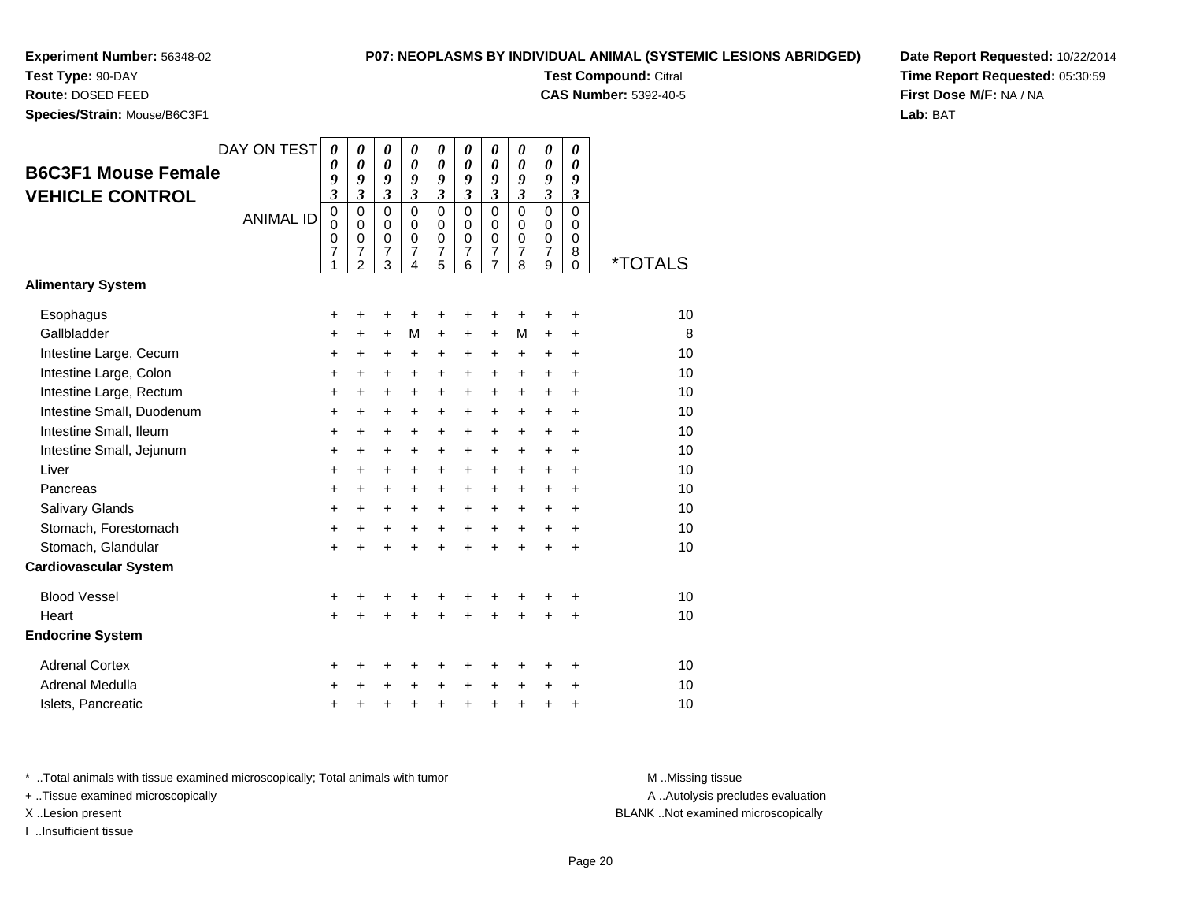**Experiment Number:** 56348-02
**Test Type:** 90-DAY
**Route:** DOSED FEED
**Species/Strain:** Mouse/B6C3F1

**P07: NEOPLASMS BY INDIVIDUAL ANIMAL (SYSTEMIC LESIONS ABRIDGED)**
**Test Compound:** Citral
**CAS Number:** 5392-40-5

**Date Report Requested:** 10/22/2014
**Time Report Requested:** 05:30:59
**First Dose M/F:** NA / NA
**Lab:** BAT

## B6C3F1 Mouse Female VEHICLE CONTROL

| DAY ON TEST | 0093 | 0093 | 0093 | 0093 | 0093 | 0093 | 0093 | 0093 | 0093 | 0093 | |
|---|---|---|---|---|---|---|---|---|---|---|---|
| ANIMAL ID | 00071 | 00072 | 00073 | 00074 | 00075 | 00076 | 00077 | 00078 | 00079 | 00080 | *TOTALS |
| **Alimentary System** | | | | | | | | | | | |
| Esophagus | + | + | + | + | + | + | + | + | + | + | 10 |
| Gallbladder | + | + | + | M | + | + | + | M | + | + | 8 |
| Intestine Large, Cecum | + | + | + | + | + | + | + | + | + | + | 10 |
| Intestine Large, Colon | + | + | + | + | + | + | + | + | + | + | 10 |
| Intestine Large, Rectum | + | + | + | + | + | + | + | + | + | + | 10 |
| Intestine Small, Duodenum | + | + | + | + | + | + | + | + | + | + | 10 |
| Intestine Small, Ileum | + | + | + | + | + | + | + | + | + | + | 10 |
| Intestine Small, Jejunum | + | + | + | + | + | + | + | + | + | + | 10 |
| Liver | + | + | + | + | + | + | + | + | + | + | 10 |
| Pancreas | + | + | + | + | + | + | + | + | + | + | 10 |
| Salivary Glands | + | + | + | + | + | + | + | + | + | + | 10 |
| Stomach, Forestomach | + | + | + | + | + | + | + | + | + | + | 10 |
| Stomach, Glandular | + | + | + | + | + | + | + | + | + | + | 10 |
| **Cardiovascular System** | | | | | | | | | | | |
| Blood Vessel | + | + | + | + | + | + | + | + | + | + | 10 |
| Heart | + | + | + | + | + | + | + | + | + | + | 10 |
| **Endocrine System** | | | | | | | | | | | |
| Adrenal Cortex | + | + | + | + | + | + | + | + | + | + | 10 |
| Adrenal Medulla | + | + | + | + | + | + | + | + | + | + | 10 |
| Islets, Pancreatic | + | + | + | + | + | + | + | + | + | + | 10 |

* ..Total animals with tissue examined microscopically; Total animals with tumor
+ ..Tissue examined microscopically
X ..Lesion present
I ..Insufficient tissue

M ..Missing tissue
A ..Autolysis precludes evaluation
BLANK ..Not examined microscopically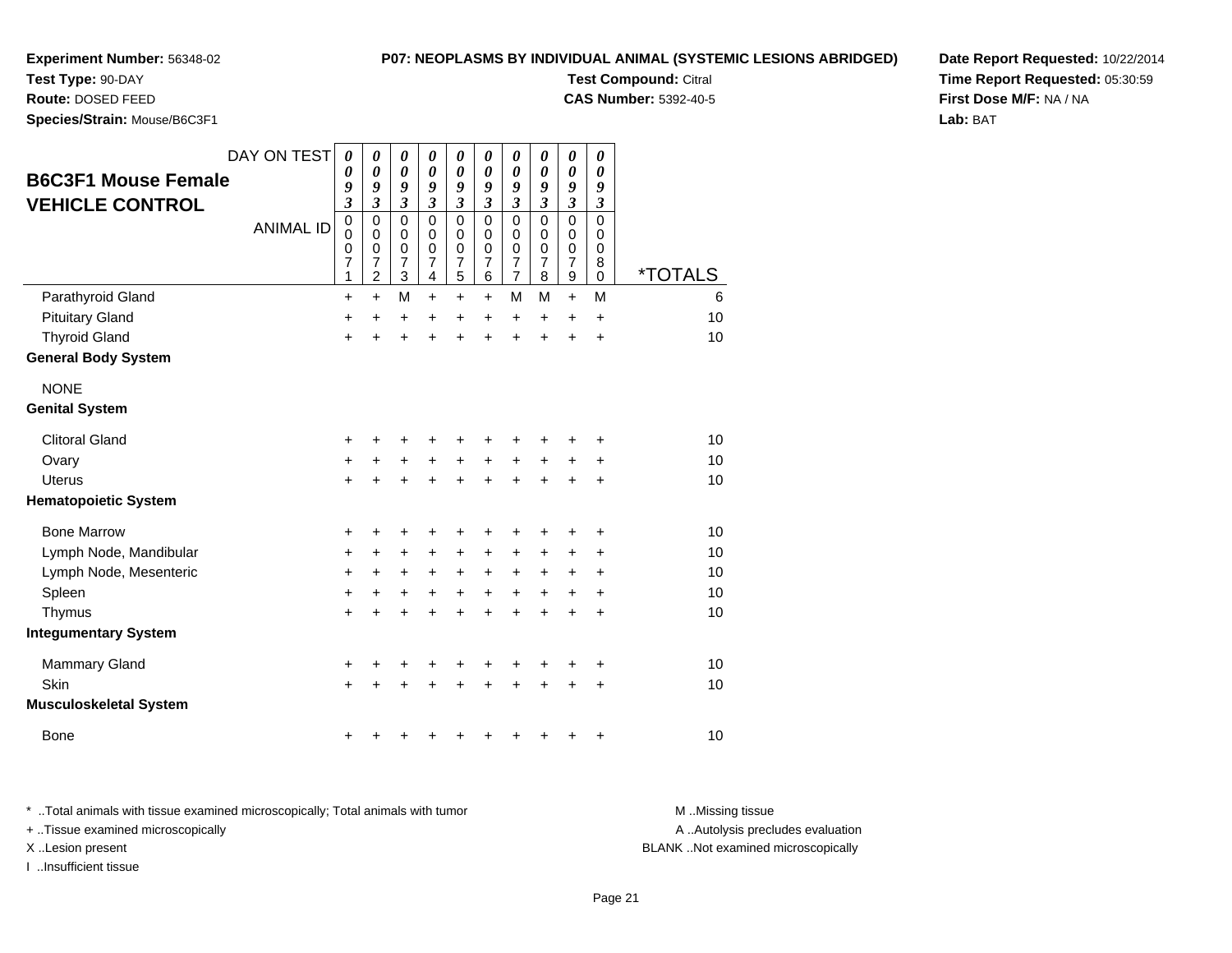**Experiment Number:** 56348-02
**Test Type:** 90-DAY
**Route:** DOSED FEED
**Species/Strain:** Mouse/B6C3F1

**P07: NEOPLASMS BY INDIVIDUAL ANIMAL (SYSTEMIC LESIONS ABRIDGED)**
**Test Compound:** Citral
**CAS Number:** 5392-40-5

**Date Report Requested:** 10/22/2014
**Time Report Requested:** 05:30:59
**First Dose M/F:** NA / NA
**Lab:** BAT

## B6C3F1 Mouse Female VEHICLE CONTROL

| DAY ON TEST | 0093 | 0093 | 0093 | 0093 | 0093 | 0093 | 0093 | 0093 | 0093 | 0093 | |
|---|---|---|---|---|---|---|---|---|---|---|---|
| ANIMAL ID | 00071 | 00072 | 00073 | 00074 | 00075 | 00076 | 00077 | 00078 | 00079 | 00080 | *TOTALS |
| Parathyroid Gland | + | + | M | + | + | + | M | M | + | M | 6 |
| Pituitary Gland | + | + | + | + | + | + | + | + | + | + | 10 |
| Thyroid Gland | + | + | + | + | + | + | + | + | + | + | 10 |
| **General Body System** | | | | | | | | | | | |
| NONE | | | | | | | | | | | |
| **Genital System** | | | | | | | | | | | |
| Clitoral Gland | + | + | + | + | + | + | + | + | + | + | 10 |
| Ovary | + | + | + | + | + | + | + | + | + | + | 10 |
| Uterus | + | + | + | + | + | + | + | + | + | + | 10 |
| **Hematopoietic System** | | | | | | | | | | | |
| Bone Marrow | + | + | + | + | + | + | + | + | + | + | 10 |
| Lymph Node, Mandibular | + | + | + | + | + | + | + | + | + | + | 10 |
| Lymph Node, Mesenteric | + | + | + | + | + | + | + | + | + | + | 10 |
| Spleen | + | + | + | + | + | + | + | + | + | + | 10 |
| Thymus | + | + | + | + | + | + | + | + | + | + | 10 |
| **Integumentary System** | | | | | | | | | | | |
| Mammary Gland | + | + | + | + | + | + | + | + | + | + | 10 |
| Skin | + | + | + | + | + | + | + | + | + | + | 10 |
| **Musculoskeletal System** | | | | | | | | | | | |
| Bone | + | + | + | + | + | + | + | + | + | + | 10 |

* ..Total animals with tissue examined microscopically; Total animals with tumor
+ ..Tissue examined microscopically
X ..Lesion present
I ..Insufficient tissue

M ..Missing tissue
A ..Autolysis precludes evaluation
BLANK ..Not examined microscopically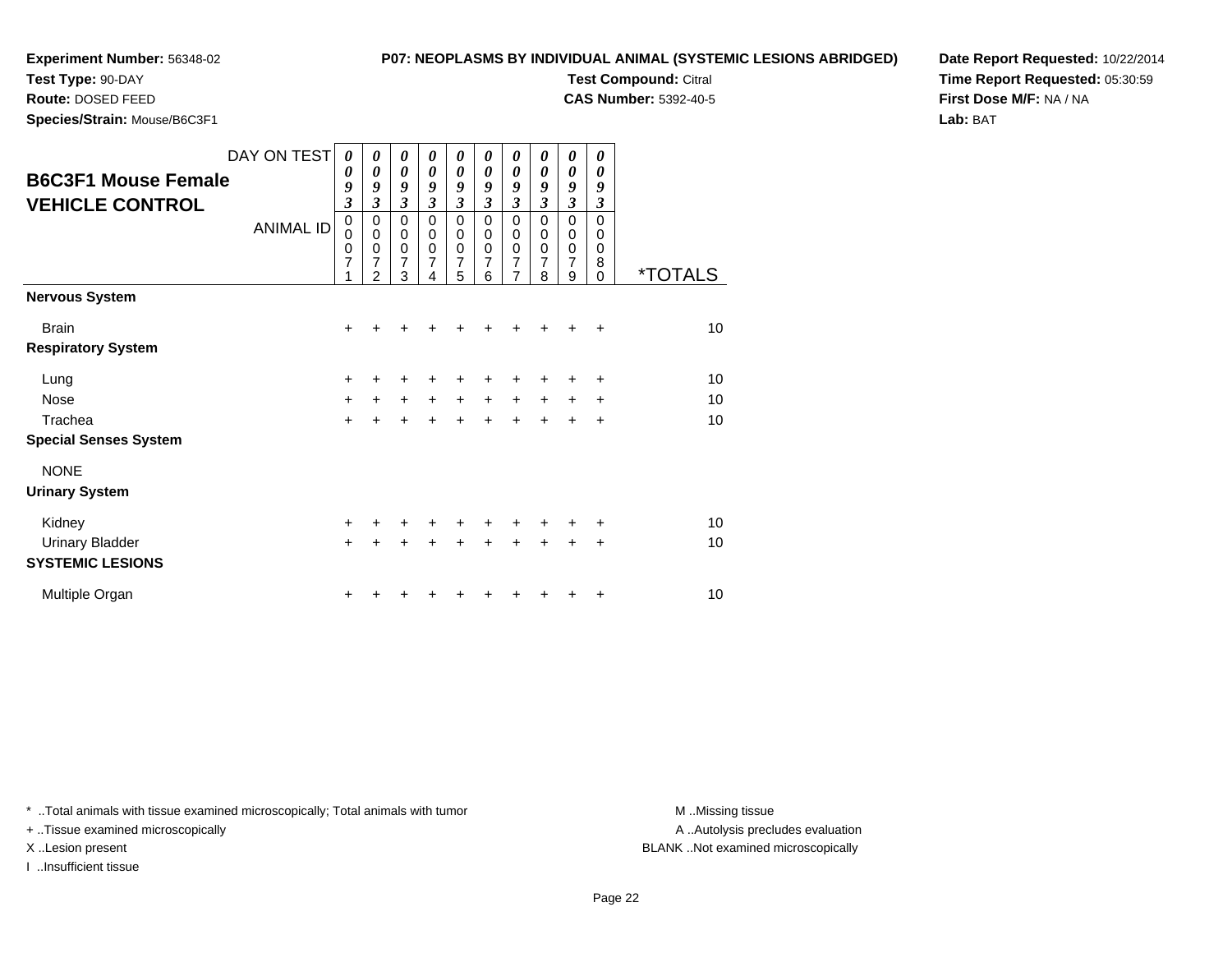**Experiment Number:** 56348-02
**Test Type:** 90-DAY
**Route:** DOSED FEED
**Species/Strain:** Mouse/B6C3F1

**P07: NEOPLASMS BY INDIVIDUAL ANIMAL (SYSTEMIC LESIONS ABRIDGED)**
**Test Compound:** Citral
**CAS Number:** 5392-40-5

**Date Report Requested:** 10/22/2014
**Time Report Requested:** 05:30:59
**First Dose M/F:** NA / NA
**Lab:** BAT

## B6C3F1 Mouse Female VEHICLE CONTROL

| DAY ON TEST | 0093 | 0093 | 0093 | 0093 | 0093 | 0093 | 0093 | 0093 | 0093 | 0093 | |
|---|---|---|---|---|---|---|---|---|---|---|---|
| ANIMAL ID | 00071 | 00072 | 00073 | 00074 | 00075 | 00076 | 00077 | 00078 | 00079 | 00080 | *TOTALS |
| **Nervous System** | | | | | | | | | | | |
| Brain | + | + | + | + | + | + | + | + | + | + | 10 |
| **Respiratory System** | | | | | | | | | | | |
| Lung | + | + | + | + | + | + | + | + | + | + | 10 |
| Nose | + | + | + | + | + | + | + | + | + | + | 10 |
| Trachea | + | + | + | + | + | + | + | + | + | + | 10 |
| **Special Senses System** | | | | | | | | | | | |
| NONE | | | | | | | | | | | |
| **Urinary System** | | | | | | | | | | | |
| Kidney | + | + | + | + | + | + | + | + | + | + | 10 |
| Urinary Bladder | + | + | + | + | + | + | + | + | + | + | 10 |
| **SYSTEMIC LESIONS** | | | | | | | | | | | |
| Multiple Organ | + | + | + | + | + | + | + | + | + | + | 10 |

* ..Total animals with tissue examined microscopically; Total animals with tumor
+ ..Tissue examined microscopically
X ..Lesion present
I ..Insufficient tissue

M ..Missing tissue
A ..Autolysis precludes evaluation
BLANK ..Not examined microscopically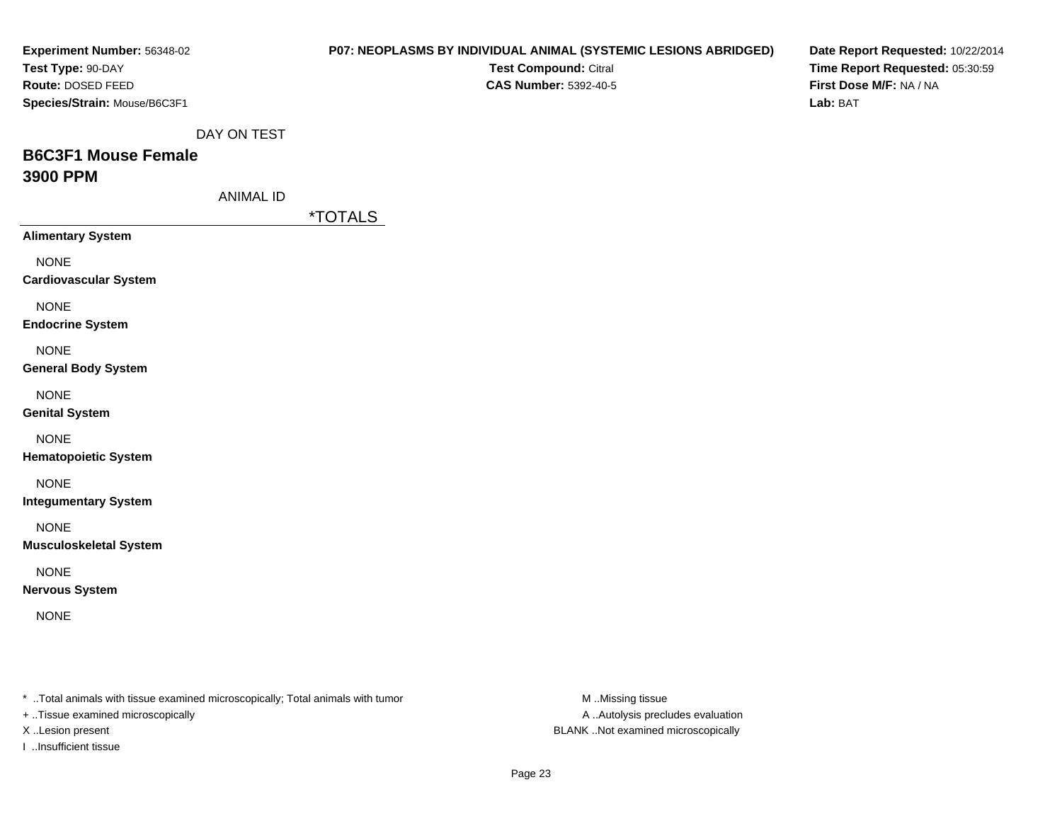**Experiment Number:** 56348-02
**Test Type:** 90-DAY
**Route:** DOSED FEED
**Species/Strain:** Mouse/B6C3F1

**P07: NEOPLASMS BY INDIVIDUAL ANIMAL (SYSTEMIC LESIONS ABRIDGED)**
**Test Compound:** Citral
**CAS Number:** 5392-40-5

**Date Report Requested:** 10/22/2014
**Time Report Requested:** 05:30:59
**First Dose M/F:** NA / NA
**Lab:** BAT

DAY ON TEST

## B6C3F1 Mouse Female
## 3900 PPM

ANIMAL ID

| | *TOTALS |
|---|---|
| **Alimentary System** | |
| NONE | |
| **Cardiovascular System** | |
| NONE | |
| **Endocrine System** | |
| NONE | |
| **General Body System** | |
| NONE | |
| **Genital System** | |
| NONE | |
| **Hematopoietic System** | |
| NONE | |
| **Integumentary System** | |
| NONE | |
| **Musculoskeletal System** | |
| NONE | |
| **Nervous System** | |
| NONE | |

* ..Total animals with tissue examined microscopically; Total animals with tumor
+ ..Tissue examined microscopically
X ..Lesion present
I ..Insufficient tissue

M ..Missing tissue
A ..Autolysis precludes evaluation
BLANK ..Not examined microscopically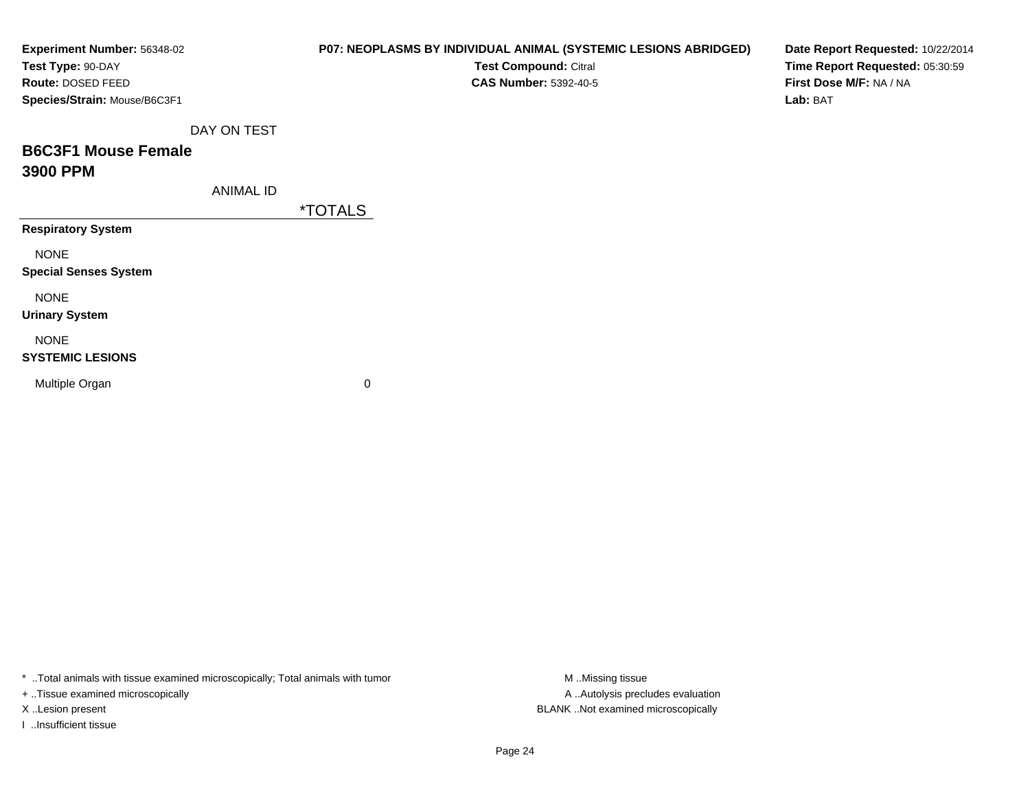**Experiment Number:** 56348-02
**Test Type:** 90-DAY
**Route:** DOSED FEED
**Species/Strain:** Mouse/B6C3F1

**P07: NEOPLASMS BY INDIVIDUAL ANIMAL (SYSTEMIC LESIONS ABRIDGED)**
**Test Compound:** Citral
**CAS Number:** 5392-40-5

**Date Report Requested:** 10/22/2014
**Time Report Requested:** 05:30:59
**First Dose M/F:** NA / NA
**Lab:** BAT

DAY ON TEST

## B6C3F1 Mouse Female
## 3900 PPM

| ANIMAL ID | *TOTALS |
|---|---|
| **Respiratory System** | |
| NONE | |
| **Special Senses System** | |
| NONE | |
| **Urinary System** | |
| NONE | |
| **SYSTEMIC LESIONS** | |
| Multiple Organ | 0 |

* ..Total animals with tissue examined microscopically; Total animals with tumor
+ ..Tissue examined microscopically
X ..Lesion present
I ..Insufficient tissue

M ..Missing tissue
A ..Autolysis precludes evaluation
BLANK ..Not examined microscopically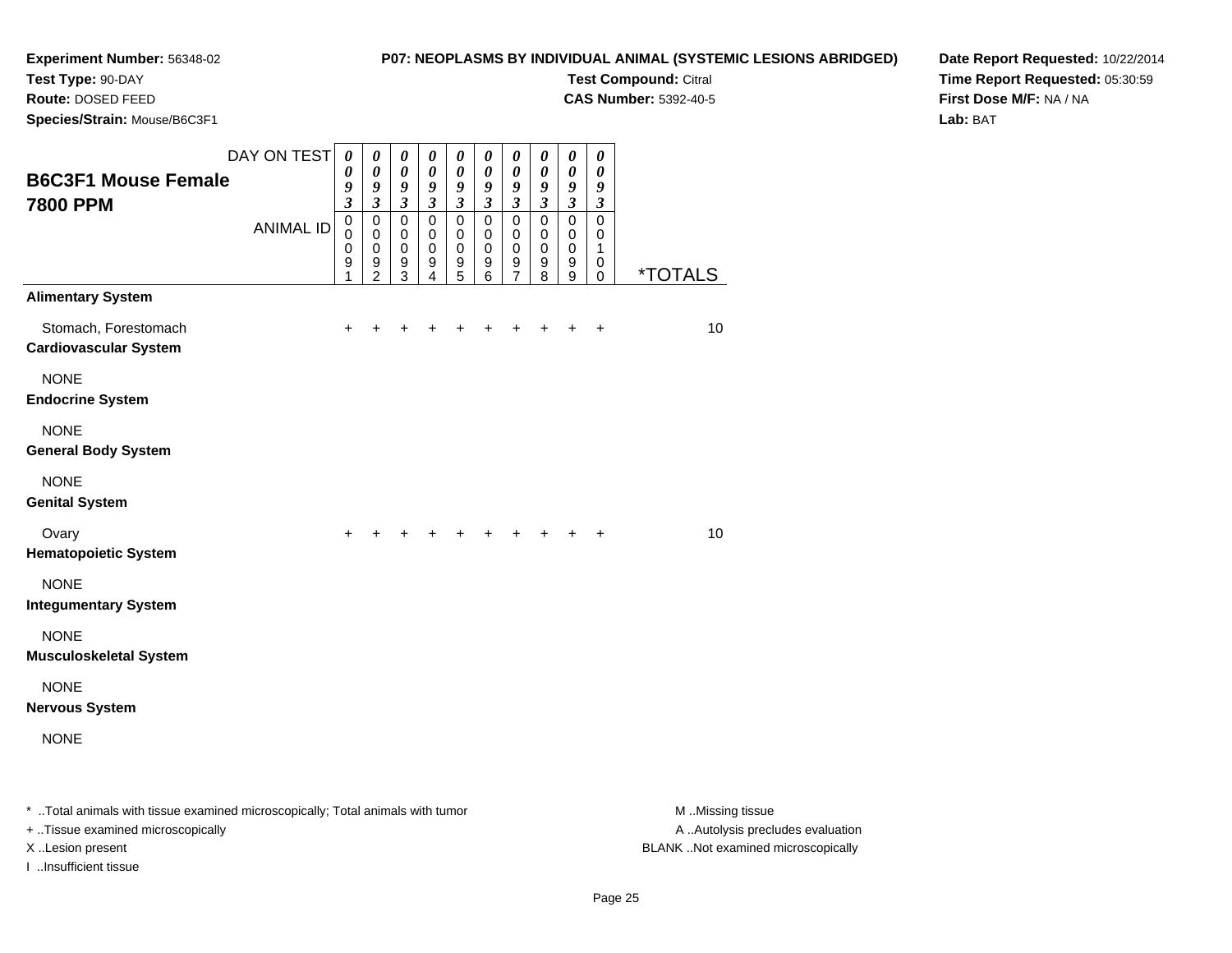**Experiment Number:** 56348-02
**Test Type:** 90-DAY
**Route:** DOSED FEED
**Species/Strain:** Mouse/B6C3F1

**P07: NEOPLASMS BY INDIVIDUAL ANIMAL (SYSTEMIC LESIONS ABRIDGED)**
**Test Compound:** Citral
**CAS Number:** 5392-40-5

**Date Report Requested:** 10/22/2014
**Time Report Requested:** 05:30:59
**First Dose M/F:** NA / NA
**Lab:** BAT

## B6C3F1 Mouse Female 7800 PPM

| DAY ON TEST | 0093 | 0093 | 0093 | 0093 | 0093 | 0093 | 0093 | 0093 | 0093 | 0093 | |
|---|---|---|---|---|---|---|---|---|---|---|---|
| ANIMAL ID | 00091 | 00092 | 00093 | 00094 | 00095 | 00096 | 00097 | 00098 | 00099 | 00100 | *TOTALS |
| **Alimentary System** | | | | | | | | | | | |
| Stomach, Forestomach | + | + | + | + | + | + | + | + | + | + | 10 |
| **Cardiovascular System** | | | | | | | | | | | |
| NONE | | | | | | | | | | | |
| **Endocrine System** | | | | | | | | | | | |
| NONE | | | | | | | | | | | |
| **General Body System** | | | | | | | | | | | |
| NONE | | | | | | | | | | | |
| **Genital System** | | | | | | | | | | | |
| Ovary | + | + | + | + | + | + | + | + | + | + | 10 |
| **Hematopoietic System** | | | | | | | | | | | |
| NONE | | | | | | | | | | | |
| **Integumentary System** | | | | | | | | | | | |
| NONE | | | | | | | | | | | |
| **Musculoskeletal System** | | | | | | | | | | | |
| NONE | | | | | | | | | | | |
| **Nervous System** | | | | | | | | | | | |
| NONE | | | | | | | | | | | |

* ..Total animals with tissue examined microscopically; Total animals with tumor
+ ..Tissue examined microscopically
X ..Lesion present
I ..Insufficient tissue

M ..Missing tissue
A ..Autolysis precludes evaluation
BLANK ..Not examined microscopically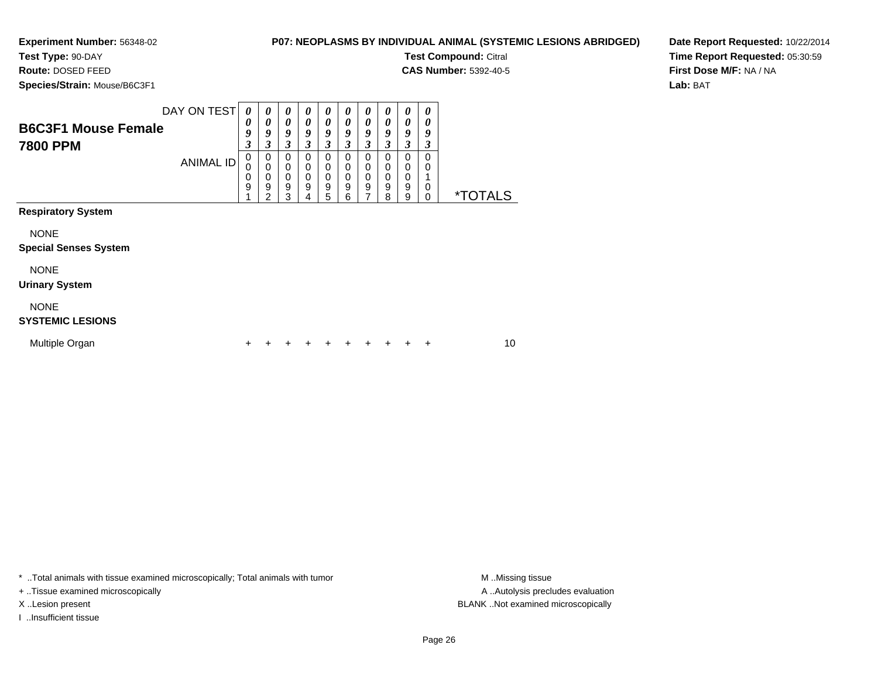**Experiment Number:** 56348-02
**Test Type:** 90-DAY
**Route:** DOSED FEED
**Species/Strain:** Mouse/B6C3F1

**P07: NEOPLASMS BY INDIVIDUAL ANIMAL (SYSTEMIC LESIONS ABRIDGED)**
**Test Compound:** Citral
**CAS Number:** 5392-40-5

**Date Report Requested:** 10/22/2014
**Time Report Requested:** 05:30:59
**First Dose M/F:** NA / NA
**Lab:** BAT

## B6C3F1 Mouse Female 7800 PPM

| DAY ON TEST | 0093 | 0093 | 0093 | 0093 | 0093 | 0093 | 0093 | 0093 | 0093 | 0093 | |
|---|---|---|---|---|---|---|---|---|---|---|---|
| ANIMAL ID | 00091 | 00092 | 00093 | 00094 | 00095 | 00096 | 00097 | 00098 | 00099 | 00100 | *TOTALS |
| **Respiratory System** | | | | | | | | | | | |
| NONE | | | | | | | | | | | |
| **Special Senses System** | | | | | | | | | | | |
| NONE | | | | | | | | | | | |
| **Urinary System** | | | | | | | | | | | |
| NONE | | | | | | | | | | | |
| **SYSTEMIC LESIONS** | | | | | | | | | | | |
| Multiple Organ | + | + | + | + | + | + | + | + | + | + | 10 |

* ..Total animals with tissue examined microscopically; Total animals with tumor
+ ..Tissue examined microscopically
X ..Lesion present
I ..Insufficient tissue

M ..Missing tissue
A ..Autolysis precludes evaluation
BLANK ..Not examined microscopically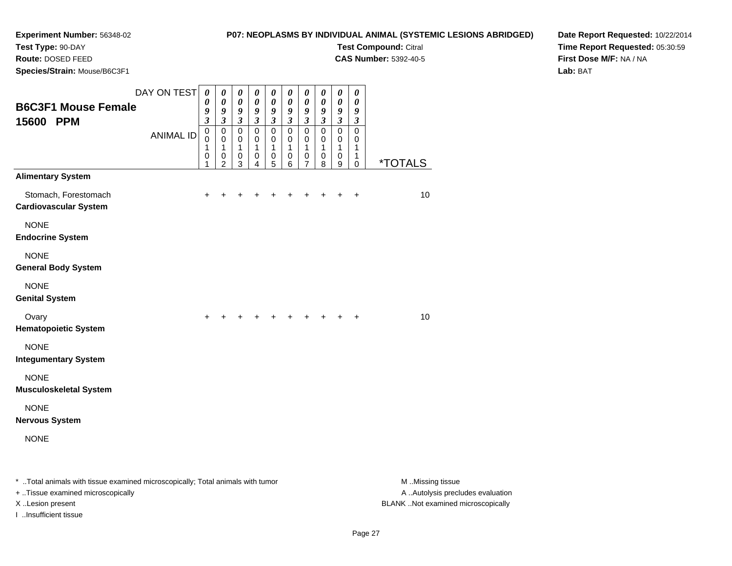**Experiment Number:** 56348-02
**Test Type:** 90-DAY
**Route:** DOSED FEED
**Species/Strain:** Mouse/B6C3F1

**P07: NEOPLASMS BY INDIVIDUAL ANIMAL (SYSTEMIC LESIONS ABRIDGED)**
**Test Compound:** Citral
**CAS Number:** 5392-40-5

**Date Report Requested:** 10/22/2014
**Time Report Requested:** 05:30:59
**First Dose M/F:** NA / NA
**Lab:** BAT

## B6C3F1 Mouse Female 15600 PPM

| DAY ON TEST | 0093 | 0093 | 0093 | 0093 | 0093 | 0093 | 0093 | 0093 | 0093 | 0093 | |
|---|---|---|---|---|---|---|---|---|---|---|---|
| ANIMAL ID | 00101 | 00102 | 00103 | 00104 | 00105 | 00106 | 00107 | 00108 | 00109 | 00110 | *TOTALS |
| **Alimentary System** | | | | | | | | | | | |
| Stomach, Forestomach | + | + | + | + | + | + | + | + | + | + | 10 |
| **Cardiovascular System** | | | | | | | | | | | |
| NONE | | | | | | | | | | | |
| **Endocrine System** | | | | | | | | | | | |
| NONE | | | | | | | | | | | |
| **General Body System** | | | | | | | | | | | |
| NONE | | | | | | | | | | | |
| **Genital System** | | | | | | | | | | | |
| Ovary | + | + | + | + | + | + | + | + | + | + | 10 |
| **Hematopoietic System** | | | | | | | | | | | |
| NONE | | | | | | | | | | | |
| **Integumentary System** | | | | | | | | | | | |
| NONE | | | | | | | | | | | |
| **Musculoskeletal System** | | | | | | | | | | | |
| NONE | | | | | | | | | | | |
| **Nervous System** | | | | | | | | | | | |
| NONE | | | | | | | | | | | |

* ..Total animals with tissue examined microscopically; Total animals with tumor
+ ..Tissue examined microscopically
X ..Lesion present
I ..Insufficient tissue

M ..Missing tissue
A ..Autolysis precludes evaluation
BLANK ..Not examined microscopically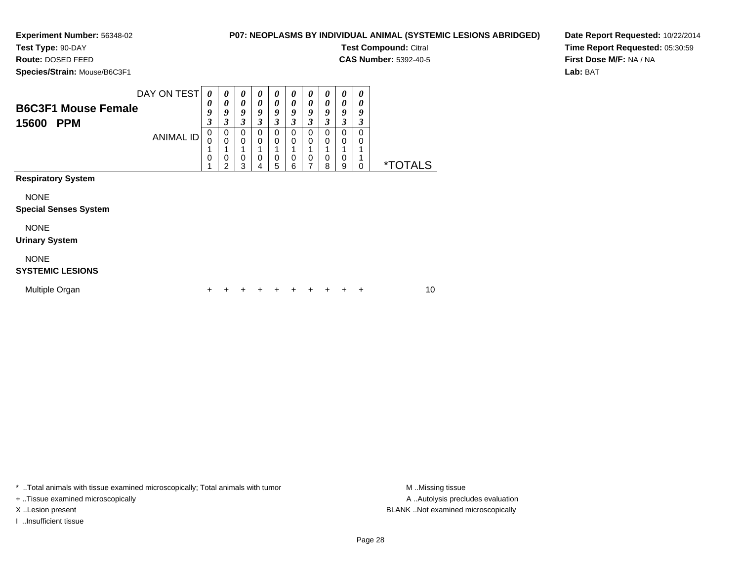**Experiment Number:** 56348-02
**Test Type:** 90-DAY
**Route:** DOSED FEED
**Species/Strain:** Mouse/B6C3F1

**P07: NEOPLASMS BY INDIVIDUAL ANIMAL (SYSTEMIC LESIONS ABRIDGED)**
**Test Compound:** Citral
**CAS Number:** 5392-40-5

**Date Report Requested:** 10/22/2014
**Time Report Requested:** 05:30:59
**First Dose M/F:** NA / NA
**Lab:** BAT

## B6C3F1 Mouse Female 15600 PPM

| DAY ON TEST | 0093 | 0093 | 0093 | 0093 | 0093 | 0093 | 0093 | 0093 | 0093 | 0093 | |
|---|---|---|---|---|---|---|---|---|---|---|---|
| ANIMAL ID | 00101 | 00102 | 00103 | 00104 | 00105 | 00106 | 00107 | 00108 | 00109 | 00110 | *TOTALS |
| **Respiratory System** | | | | | | | | | | | |
| NONE | | | | | | | | | | | |
| **Special Senses System** | | | | | | | | | | | |
| NONE | | | | | | | | | | | |
| **Urinary System** | | | | | | | | | | | |
| NONE | | | | | | | | | | | |
| **SYSTEMIC LESIONS** | | | | | | | | | | | |
| Multiple Organ | + | + | + | + | + | + | + | + | + | + | 10 |

* ..Total animals with tissue examined microscopically; Total animals with tumor
+ ..Tissue examined microscopically
X ..Lesion present
I ..Insufficient tissue

M ..Missing tissue
A ..Autolysis precludes evaluation
BLANK ..Not examined microscopically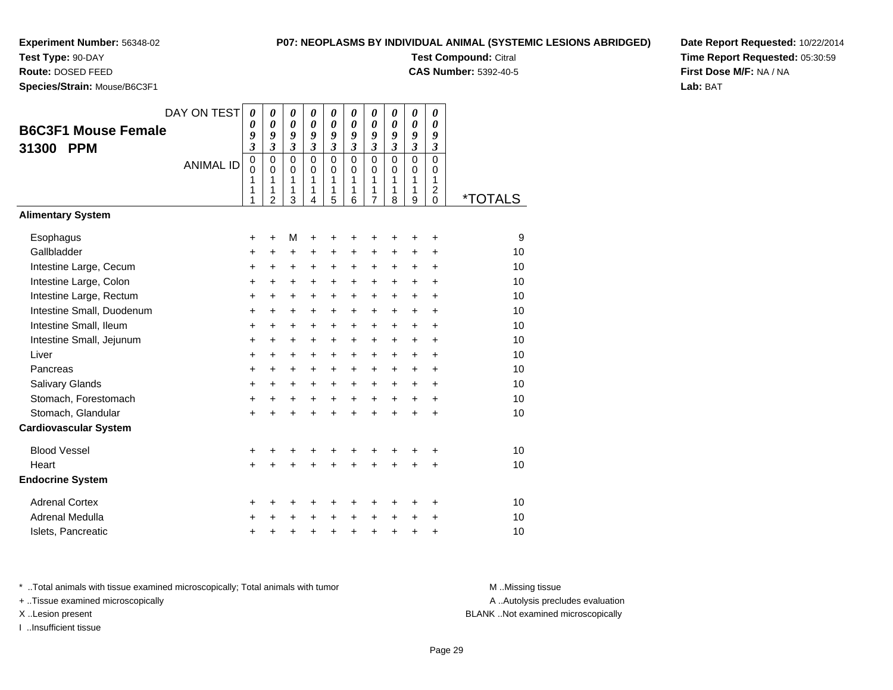**Experiment Number:** 56348-02
**Test Type:** 90-DAY
**Route:** DOSED FEED
**Species/Strain:** Mouse/B6C3F1

**P07: NEOPLASMS BY INDIVIDUAL ANIMAL (SYSTEMIC LESIONS ABRIDGED)**
**Test Compound:** Citral
**CAS Number:** 5392-40-5

**Date Report Requested:** 10/22/2014
**Time Report Requested:** 05:30:59
**First Dose M/F:** NA / NA
**Lab:** BAT

## B6C3F1 Mouse Female 31300 PPM

| DAY ON TEST | 0093 | 0093 | 0093 | 0093 | 0093 | 0093 | 0093 | 0093 | 0093 | 0093 | |
|---|---|---|---|---|---|---|---|---|---|---|---|
| ANIMAL ID | 00111 | 00112 | 00113 | 00114 | 00115 | 00116 | 00117 | 00118 | 00119 | 00120 | *TOTALS |
| **Alimentary System** | | | | | | | | | | | |
| Esophagus | + | + | M | + | + | + | + | + | + | + | 9 |
| Gallbladder | + | + | + | + | + | + | + | + | + | + | 10 |
| Intestine Large, Cecum | + | + | + | + | + | + | + | + | + | + | 10 |
| Intestine Large, Colon | + | + | + | + | + | + | + | + | + | + | 10 |
| Intestine Large, Rectum | + | + | + | + | + | + | + | + | + | + | 10 |
| Intestine Small, Duodenum | + | + | + | + | + | + | + | + | + | + | 10 |
| Intestine Small, Ileum | + | + | + | + | + | + | + | + | + | + | 10 |
| Intestine Small, Jejunum | + | + | + | + | + | + | + | + | + | + | 10 |
| Liver | + | + | + | + | + | + | + | + | + | + | 10 |
| Pancreas | + | + | + | + | + | + | + | + | + | + | 10 |
| Salivary Glands | + | + | + | + | + | + | + | + | + | + | 10 |
| Stomach, Forestomach | + | + | + | + | + | + | + | + | + | + | 10 |
| Stomach, Glandular | + | + | + | + | + | + | + | + | + | + | 10 |
| **Cardiovascular System** | | | | | | | | | | | |
| Blood Vessel | + | + | + | + | + | + | + | + | + | + | 10 |
| Heart | + | + | + | + | + | + | + | + | + | + | 10 |
| **Endocrine System** | | | | | | | | | | | |
| Adrenal Cortex | + | + | + | + | + | + | + | + | + | + | 10 |
| Adrenal Medulla | + | + | + | + | + | + | + | + | + | + | 10 |
| Islets, Pancreatic | + | + | + | + | + | + | + | + | + | + | 10 |

* ..Total animals with tissue examined microscopically; Total animals with tumor
+ ..Tissue examined microscopically
X ..Lesion present
I ..Insufficient tissue

M ..Missing tissue
A ..Autolysis precludes evaluation
BLANK ..Not examined microscopically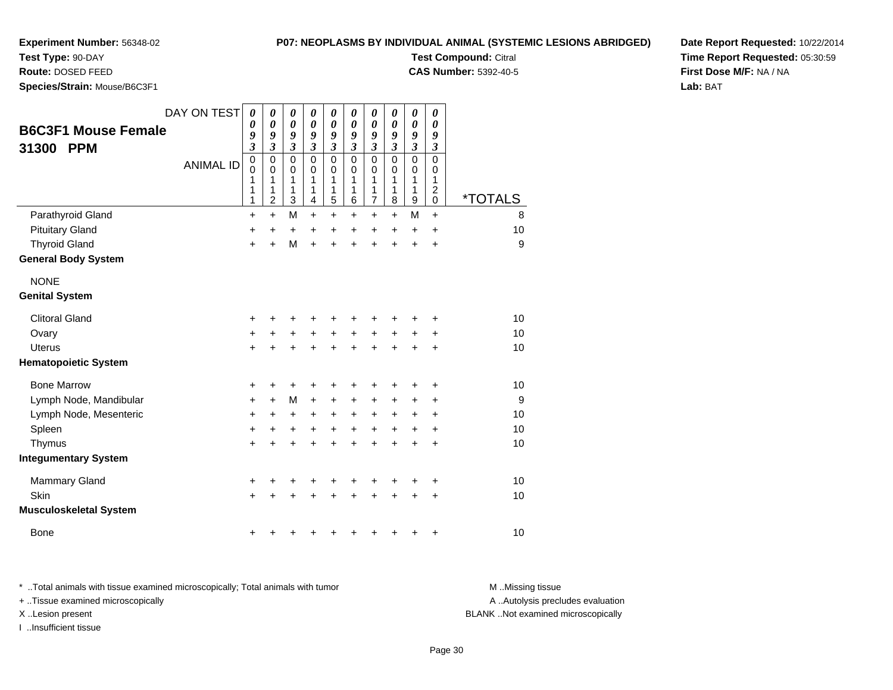**Experiment Number:** 56348-02
**Test Type:** 90-DAY
**Route:** DOSED FEED
**Species/Strain:** Mouse/B6C3F1

**P07: NEOPLASMS BY INDIVIDUAL ANIMAL (SYSTEMIC LESIONS ABRIDGED)**
**Test Compound:** Citral
**CAS Number:** 5392-40-5

**Date Report Requested:** 10/22/2014
**Time Report Requested:** 05:30:59
**First Dose M/F:** NA / NA
**Lab:** BAT

## B6C3F1 Mouse Female 31300 PPM

| DAY ON TEST | 0093 | 0093 | 0093 | 0093 | 0093 | 0093 | 0093 | 0093 | 0093 | 0093 | |
|---|---|---|---|---|---|---|---|---|---|---|---|
| ANIMAL ID | 00111 | 00112 | 00113 | 00114 | 00115 | 00116 | 00117 | 00118 | 00119 | 00120 | *TOTALS |
| Parathyroid Gland | + | + | M | + | + | + | + | + | M | + | 8 |
| Pituitary Gland | + | + | + | + | + | + | + | + | + | + | 10 |
| Thyroid Gland | + | + | M | + | + | + | + | + | + | + | 9 |
| **General Body System** | | | | | | | | | | | |
| NONE | | | | | | | | | | | |
| **Genital System** | | | | | | | | | | | |
| Clitoral Gland | + | + | + | + | + | + | + | + | + | + | 10 |
| Ovary | + | + | + | + | + | + | + | + | + | + | 10 |
| Uterus | + | + | + | + | + | + | + | + | + | + | 10 |
| **Hematopoietic System** | | | | | | | | | | | |
| Bone Marrow | + | + | + | + | + | + | + | + | + | + | 10 |
| Lymph Node, Mandibular | + | + | M | + | + | + | + | + | + | + | 9 |
| Lymph Node, Mesenteric | + | + | + | + | + | + | + | + | + | + | 10 |
| Spleen | + | + | + | + | + | + | + | + | + | + | 10 |
| Thymus | + | + | + | + | + | + | + | + | + | + | 10 |
| **Integumentary System** | | | | | | | | | | | |
| Mammary Gland | + | + | + | + | + | + | + | + | + | + | 10 |
| Skin | + | + | + | + | + | + | + | + | + | + | 10 |
| **Musculoskeletal System** | | | | | | | | | | | |
| Bone | + | + | + | + | + | + | + | + | + | + | 10 |

* ..Total animals with tissue examined microscopically; Total animals with tumor
+ ..Tissue examined microscopically
X ..Lesion present
I ..Insufficient tissue

M ..Missing tissue
A ..Autolysis precludes evaluation
BLANK ..Not examined microscopically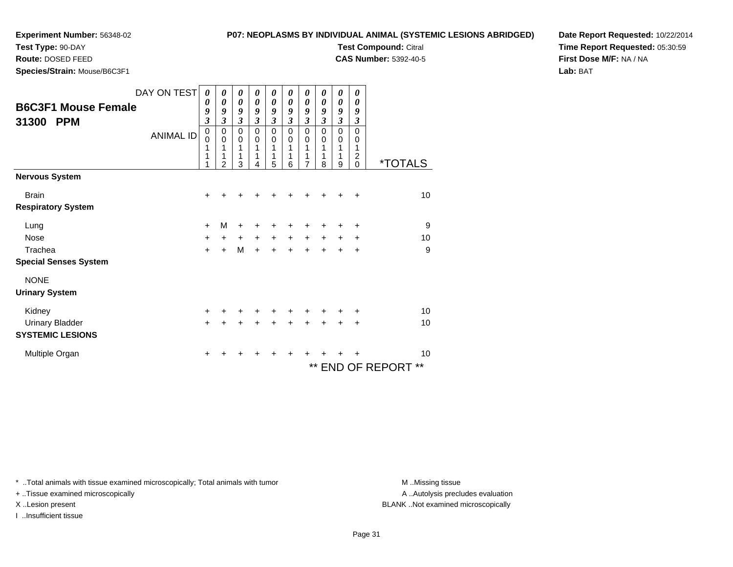**Experiment Number:** 56348-02
**Test Type:** 90-DAY
**Route:** DOSED FEED
**Species/Strain:** Mouse/B6C3F1

**P07: NEOPLASMS BY INDIVIDUAL ANIMAL (SYSTEMIC LESIONS ABRIDGED)**
**Test Compound:** Citral
**CAS Number:** 5392-40-5

**Date Report Requested:** 10/22/2014
**Time Report Requested:** 05:30:59
**First Dose M/F:** NA / NA
**Lab:** BAT

## B6C3F1 Mouse Female 31300 PPM

| DAY ON TEST | 0093 | 0093 | 0093 | 0093 | 0093 | 0093 | 0093 | 0093 | 0093 | 0093 | |
|---|---|---|---|---|---|---|---|---|---|---|---|
| ANIMAL ID | 00111 | 00112 | 00113 | 00114 | 00115 | 00116 | 00117 | 00118 | 00119 | 00120 | *TOTALS |
| **Nervous System** | | | | | | | | | | | |
| Brain | + | + | + | + | + | + | + | + | + | + | 10 |
| **Respiratory System** | | | | | | | | | | | |
| Lung | + | M | + | + | + | + | + | + | + | + | 9 |
| Nose | + | + | + | + | + | + | + | + | + | + | 10 |
| Trachea | + | + | M | + | + | + | + | + | + | + | 9 |
| **Special Senses System** | | | | | | | | | | | |
| NONE | | | | | | | | | | | |
| **Urinary System** | | | | | | | | | | | |
| Kidney | + | + | + | + | + | + | + | + | + | + | 10 |
| Urinary Bladder | + | + | + | + | + | + | + | + | + | + | 10 |
| **SYSTEMIC LESIONS** | | | | | | | | | | | |
| Multiple Organ | + | + | + | + | + | + | + | + | + | + | 10 |

** END OF REPORT **

* ..Total animals with tissue examined microscopically; Total animals with tumor
+ ..Tissue examined microscopically
X ..Lesion present
I ..Insufficient tissue

M ..Missing tissue
A ..Autolysis precludes evaluation
BLANK ..Not examined microscopically